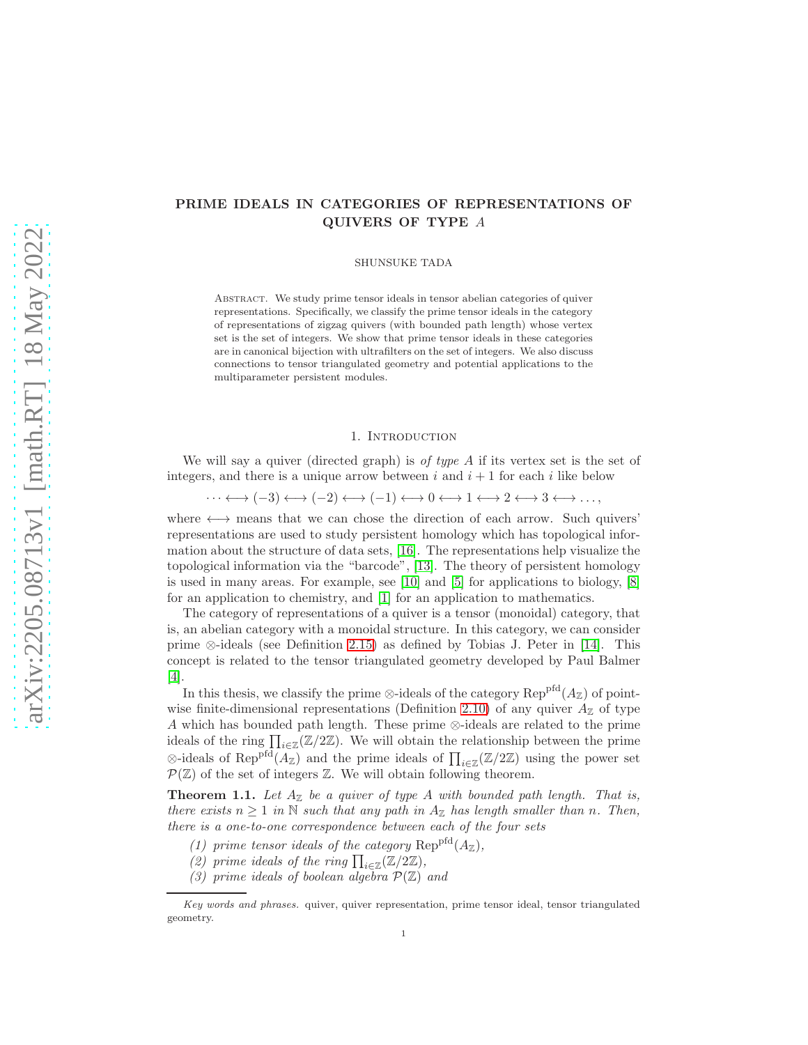# PRIME IDEALS IN CATEGORIES OF REPRESENTATIONS OF QUIVERS OF TYPE $A$

SHUNSUKE TADA

Abstract. We study prime tensor ideals in tensor abelian categories of quiver representations. Specifically, we classify the prime tensor ideals in the category of representations of zigzag quivers (with bounded path length) whose vertex set is the set of integers. We show that prime tensor ideals in these categories are in canonical bijection with ultrafilters on the set of integers. We also discuss connections to tensor triangulated geometry and potential applications to the multiparameter persistent modules.

## 1. Introduction

We will say a quiver (directed graph) is *of type $A$* if its vertex set is the set of integers, and there is a unique arrow between $i$ and $i+1$ for each $i$ like below

$$\cdots \longleftrightarrow (-3) \longleftrightarrow (-2) \longleftrightarrow (-1) \longleftrightarrow 0 \longleftrightarrow 1 \longleftrightarrow 2 \longleftrightarrow 3 \longleftrightarrow \dots,$$

where $\longleftrightarrow$ means that we can chose the direction of each arrow. Such quivers' representations are used to study persistent homology which has topological information about the structure of data sets, [16]. The representations help visualize the topological information via the "barcode", [13]. The theory of persistent homology is used in many areas. For example, see [10] and [5] for applications to biology, [8] for an application to chemistry, and [1] for an application to mathematics.

The category of representations of a quiver is a tensor (monoidal) category, that is, an abelian category with a monoidal structure. In this category, we can consider prime $\otimes$-ideals (see Definition 2.15) as defined by Tobias J. Peter in [14]. This concept is related to the tensor triangulated geometry developed by Paul Balmer [4].

In this thesis, we classify the prime $\otimes$-ideals of the category $\mathrm{Rep}^{\mathrm{pfd}}(A_{\mathbb{Z}})$ of pointwise finite-dimensional representations (Definition 2.10) of any quiver $A_{\mathbb{Z}}$ of type $A$ which has bounded path length. These prime $\otimes$-ideals are related to the prime ideals of the ring $\prod_{i\in\mathbb{Z}}(\mathbb{Z}/2\mathbb{Z})$. We will obtain the relationship between the prime $\otimes$-ideals of $\mathrm{Rep}^{\mathrm{pfd}}(A_{\mathbb{Z}})$ and the prime ideals of $\prod_{i\in\mathbb{Z}}(\mathbb{Z}/2\mathbb{Z})$ using the power set $\mathcal{P}(\mathbb{Z})$ of the set of integers $\mathbb{Z}$. We will obtain following theorem.

**Theorem 1.1.** *Let $A_{\mathbb{Z}}$ be a quiver of type $A$ with bounded path length. That is, there exists $n \geq 1$ in $\mathbb{N}$ such that any path in $A_{\mathbb{Z}}$ has length smaller than $n$. Then, there is a one-to-one correspondence between each of the four sets*

1. *prime tensor ideals of the category $\mathrm{Rep}^{\mathrm{pfd}}(A_{\mathbb{Z}})$,*
2. *prime ideals of the ring $\prod_{i\in\mathbb{Z}}(\mathbb{Z}/2\mathbb{Z})$,*
3. *prime ideals of boolean algebra $\mathcal{P}(\mathbb{Z})$ and*

*Key words and phrases.* quiver, quiver representation, prime tensor ideal, tensor triangulated geometry.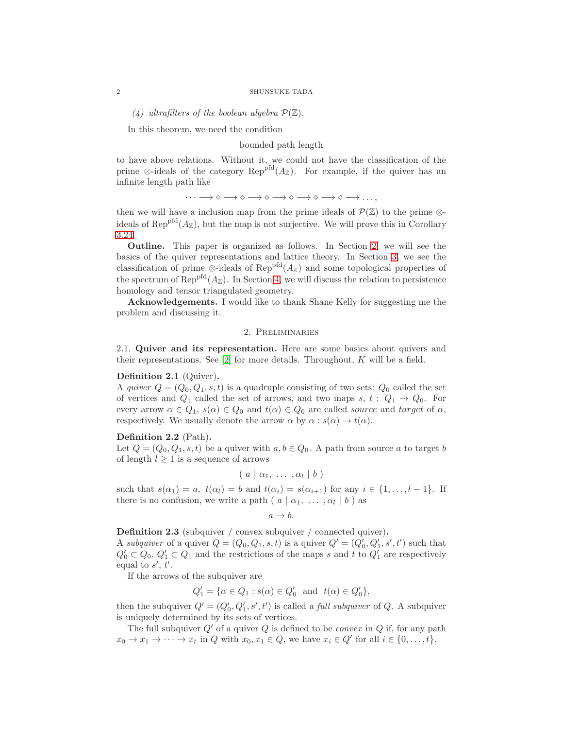*(4) ultrafilters of the boolean algebra $\mathcal{P}(\mathbb{Z})$.*

In this theorem, we need the condition

$$\text{bounded path length}$$

to have above relations. Without it, we could not have the classification of the prime $\otimes$-ideals of the category $\mathrm{Rep}^{\mathrm{pfd}}(A_{\mathbb{Z}})$. For example, if the quiver has an infinite length path like

$$\cdots \longrightarrow \diamond \longrightarrow \diamond \longrightarrow \diamond \longrightarrow \diamond \longrightarrow \diamond \longrightarrow \diamond \longrightarrow \diamond \longrightarrow \dots,$$

then we will have a inclusion map from the prime ideals of $\mathcal{P}(\mathbb{Z})$ to the prime $\otimes$-ideals of $\mathrm{Rep}^{\mathrm{pfd}}(A_{\mathbb{Z}})$, but the map is not surjective. We will prove this in Corollary 3.24.

**Outline.** This paper is organized as follows. In Section 2, we will see the basics of the quiver representations and lattice theory. In Section 3, we see the classification of prime $\otimes$-ideals of $\mathrm{Rep}^{\mathrm{pfd}}(A_{\mathbb{Z}})$ and some topological properties of the spectrum of $\mathrm{Rep}^{\mathrm{pfd}}(A_{\mathbb{Z}})$. In Section 4, we will discuss the relation to persistence homology and tensor triangulated geometry.

**Acknowledgements.** I would like to thank Shane Kelly for suggesting me the problem and discussing it.

## 2. Preliminaries

### 2.1. Quiver and its representation.

Here are some basics about quivers and their representations. See [2] for more details. Throughout, $K$ will be a field.

**Definition 2.1** (Quiver)**.**
A *quiver* $Q = (Q_0, Q_1, s, t)$ is a quadruple consisting of two sets: $Q_0$ called the set of vertices and $Q_1$ called the set of arrows, and two maps $s,\, t : Q_1 \to Q_0$. For every arrow $\alpha \in Q_1$, $s(\alpha) \in Q_0$ and $t(\alpha) \in Q_0$ are called *source* and *target* of $\alpha$, respectively. We usually denote the arrow $\alpha$ by $\alpha : s(\alpha) \to t(\alpha)$.

**Definition 2.2** (Path)**.**
Let $Q = (Q_0, Q_1, s, t)$ be a quiver with $a, b \in Q_0$. A path from source $a$ to target $b$ of length $l \geq 1$ is a sequence of arrows

$$(\ a \mid \alpha_1,\ \dots\ ,\alpha_l \mid b\ )$$

such that $s(\alpha_1) = a,\ t(\alpha_l) = b$ and $t(\alpha_i) = s(\alpha_{i+1})$ for any $i \in \{1, \dots, l-1\}$. If there is no confusion, we write a path $(\ a \mid \alpha_1,\ \dots\ ,\alpha_l \mid b\ )$ as

$$a \to b.$$

**Definition 2.3** (subquiver / convex subquiver / connected quiver)**.**
A *subquiver* of a quiver $Q = (Q_0, Q_1, s, t)$ is a quiver $Q' = (Q'_0, Q'_1, s', t')$ such that $Q'_0 \subset Q_0$, $Q'_1 \subset Q_1$ and the restrictions of the maps $s$ and $t$ to $Q'_1$ are respectively equal to $s'$, $t'$.

If the arrows of the subquiver are

$$Q'_1 = \{\alpha \in Q_1 : s(\alpha) \in Q'_0 \ \text{ and } \ t(\alpha) \in Q'_0\},$$

then the subquiver $Q' = (Q'_0, Q'_1, s', t')$ is called a *full subquiver* of $Q$. A subquiver is uniquely determined by its sets of vertices.

The full subquiver $Q'$ of a quiver $Q$ is defined to be *convex* in $Q$ if, for any path $x_0 \to x_1 \to \cdots \to x_t$ in $Q$ with $x_0, x_1 \in Q$, we have $x_i \in Q'$ for all $i \in \{0, \dots, t\}$.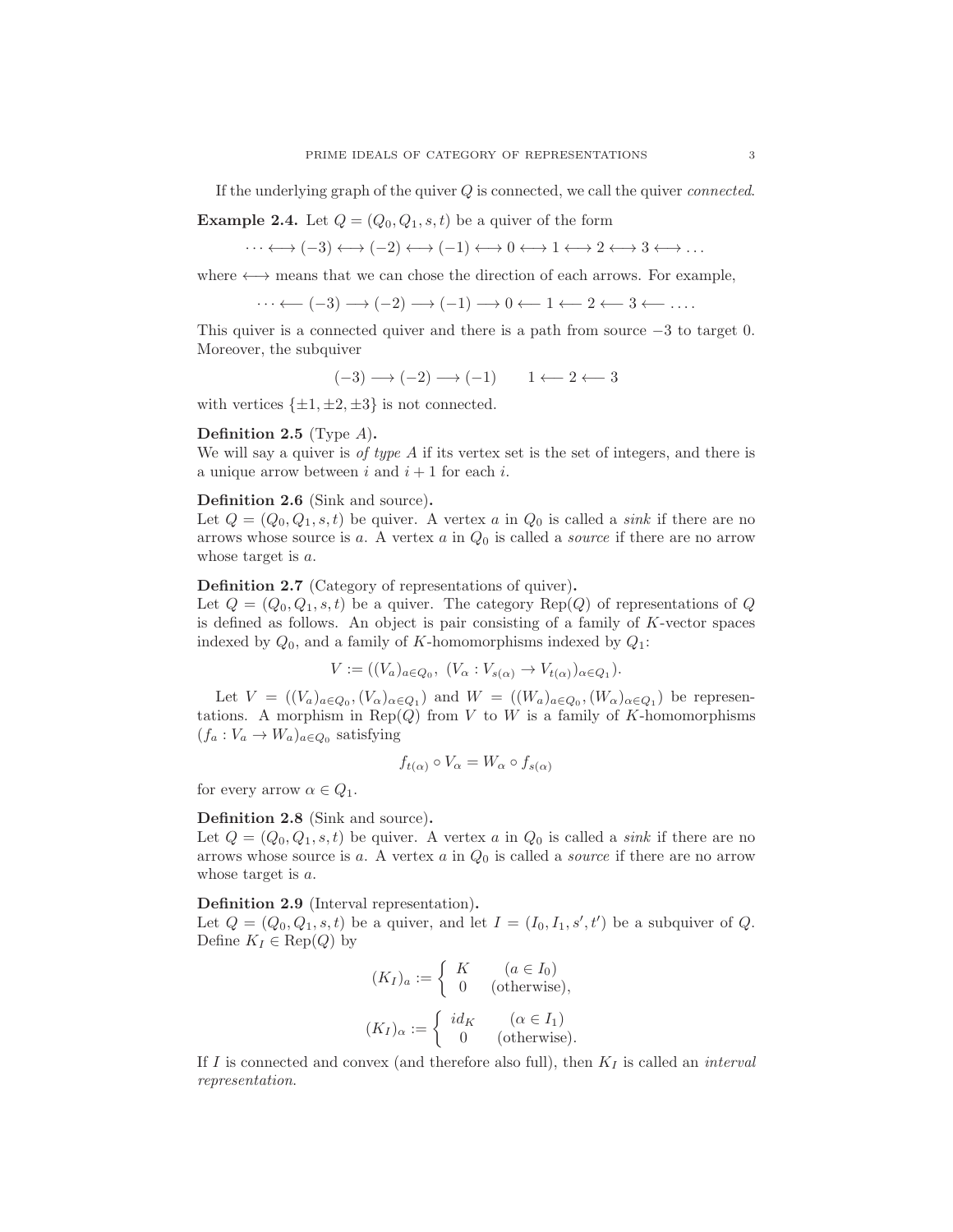If the underlying graph of the quiver $Q$ is connected, we call the quiver *connected*.

**Example 2.4.** Let $Q = (Q_0, Q_1, s, t)$ be a quiver of the form

$$\cdots \longleftrightarrow (-3) \longleftrightarrow (-2) \longleftrightarrow (-1) \longleftrightarrow 0 \longleftrightarrow 1 \longleftrightarrow 2 \longleftrightarrow 3 \longleftrightarrow \ldots$$

where $\longleftrightarrow$ means that we can chose the direction of each arrows. For example,

$$\cdots \longleftarrow (-3) \longrightarrow (-2) \longrightarrow (-1) \longrightarrow 0 \longleftarrow 1 \longleftarrow 2 \longleftarrow 3 \longleftarrow \ldots.$$

This quiver is a connected quiver and there is a path from source $-3$ to target 0. Moreover, the subquiver

$$(-3) \longrightarrow (-2) \longrightarrow (-1) \qquad 1 \longleftarrow 2 \longleftarrow 3$$

with vertices $\{\pm 1, \pm 2, \pm 3\}$ is not connected.

**Definition 2.5** (Type $A$)**.**
We will say a quiver is *of type $A$* if its vertex set is the set of integers, and there is a unique arrow between $i$ and $i + 1$ for each $i$.

**Definition 2.6** (Sink and source)**.**
Let $Q = (Q_0, Q_1, s, t)$ be quiver. A vertex $a$ in $Q_0$ is called a *sink* if there are no arrows whose source is $a$. A vertex $a$ in $Q_0$ is called a *source* if there are no arrow whose target is $a$.

**Definition 2.7** (Category of representations of quiver)**.**
Let $Q = (Q_0, Q_1, s, t)$ be a quiver. The category $\mathrm{Rep}(Q)$ of representations of $Q$ is defined as follows. An object is pair consisting of a family of $K$-vector spaces indexed by $Q_0$, and a family of $K$-homomorphisms indexed by $Q_1$:

$$V := ((V_a)_{a \in Q_0},\ (V_\alpha : V_{s(\alpha)} \to V_{t(\alpha)})_{\alpha \in Q_1}).$$

Let $V = ((V_a)_{a \in Q_0}, (V_\alpha)_{\alpha \in Q_1})$ and $W = ((W_a)_{a \in Q_0}, (W_\alpha)_{\alpha \in Q_1})$ be representations. A morphism in $\mathrm{Rep}(Q)$ from $V$ to $W$ is a family of $K$-homomorphisms $(f_a : V_a \to W_a)_{a \in Q_0}$ satisfying

$$f_{t(\alpha)} \circ V_\alpha = W_\alpha \circ f_{s(\alpha)}$$

for every arrow $\alpha \in Q_1$.

**Definition 2.8** (Sink and source)**.**
Let $Q = (Q_0, Q_1, s, t)$ be quiver. A vertex $a$ in $Q_0$ is called a *sink* if there are no arrows whose source is $a$. A vertex $a$ in $Q_0$ is called a *source* if there are no arrow whose target is $a$.

**Definition 2.9** (Interval representation)**.**
Let $Q = (Q_0, Q_1, s, t)$ be a quiver, and let $I = (I_0, I_1, s', t')$ be a subquiver of $Q$. Define $K_I \in \mathrm{Rep}(Q)$ by

$$(K_I)_a := \begin{cases} K & (a \in I_0) \\ 0 & (\text{otherwise}), \end{cases}$$

$$(K_I)_\alpha := \begin{cases} id_K & (\alpha \in I_1) \\ 0 & (\text{otherwise}). \end{cases}$$

If $I$ is connected and convex (and therefore also full), then $K_I$ is called an *interval representation*.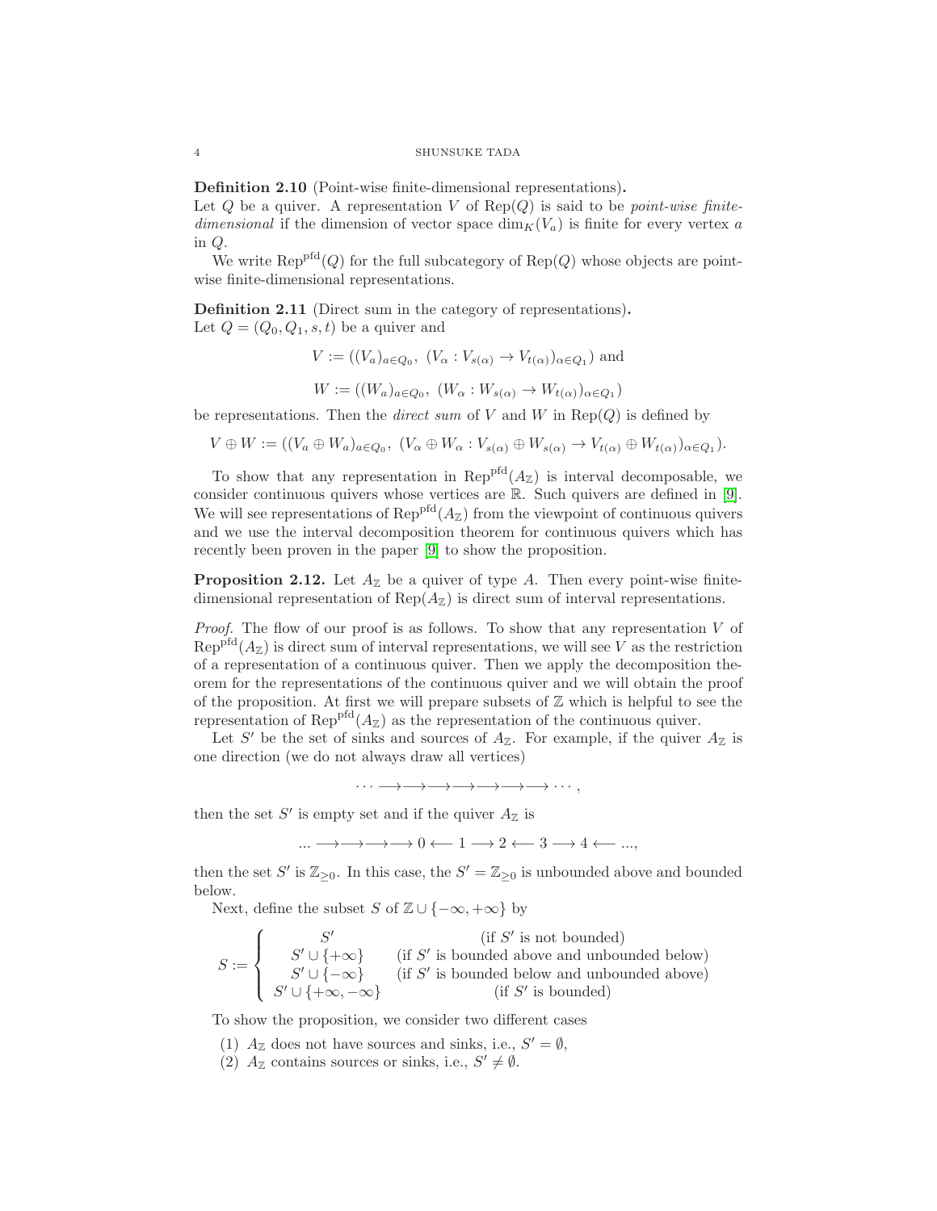**Definition 2.10** (Point-wise finite-dimensional representations)**.**
Let $Q$ be a quiver. A representation $V$ of $\mathrm{Rep}(Q)$ is said to be *point-wise finite-dimensional* if the dimension of vector space $\dim_K(V_a)$ is finite for every vertex $a$ in $Q$.

We write $\mathrm{Rep}^{\mathrm{pfd}}(Q)$ for the full subcategory of $\mathrm{Rep}(Q)$ whose objects are point-wise finite-dimensional representations.

**Definition 2.11** (Direct sum in the category of representations)**.**
Let $Q = (Q_0, Q_1, s, t)$ be a quiver and

$$V := ((V_a)_{a\in Q_0},\ (V_\alpha : V_{s(\alpha)} \to V_{t(\alpha)})_{\alpha\in Q_1}) \text{ and}$$

$$W := ((W_a)_{a\in Q_0},\ (W_\alpha : W_{s(\alpha)} \to W_{t(\alpha)})_{\alpha\in Q_1})$$

be representations. Then the *direct sum* of $V$ and $W$ in $\mathrm{Rep}(Q)$ is defined by

$$V \oplus W := ((V_a \oplus W_a)_{a\in Q_0},\ (V_\alpha \oplus W_\alpha : V_{s(\alpha)} \oplus W_{s(\alpha)} \to V_{t(\alpha)} \oplus W_{t(\alpha)})_{\alpha\in Q_1}).$$

To show that any representation in $\mathrm{Rep}^{\mathrm{pfd}}(A_{\mathbb{Z}})$ is interval decomposable, we consider continuous quivers whose vertices are $\mathbb{R}$. Such quivers are defined in [9]. We will see representations of $\mathrm{Rep}^{\mathrm{pfd}}(A_{\mathbb{Z}})$ from the viewpoint of continuous quivers and we use the interval decomposition theorem for continuous quivers which has recently been proven in the paper [9] to show the proposition.

**Proposition 2.12.** *Let $A_{\mathbb{Z}}$ be a quiver of type A. Then every point-wise finite-dimensional representation of $\mathrm{Rep}(A_{\mathbb{Z}})$ is direct sum of interval representations.*

*Proof.* The flow of our proof is as follows. To show that any representation $V$ of $\mathrm{Rep}^{\mathrm{pfd}}(A_{\mathbb{Z}})$ is direct sum of interval representations, we will see $V$ as the restriction of a representation of a continuous quiver. Then we apply the decomposition theorem for the representations of the continuous quiver and we will obtain the proof of the proposition. At first we will prepare subsets of $\mathbb{Z}$ which is helpful to see the representation of $\mathrm{Rep}^{\mathrm{pfd}}(A_{\mathbb{Z}})$ as the representation of the continuous quiver.

Let $S'$ be the set of sinks and sources of $A_{\mathbb{Z}}$. For example, if the quiver $A_{\mathbb{Z}}$ is one direction (we do not always draw all vertices)

$$\cdots \longrightarrow\longrightarrow\longrightarrow\longrightarrow\longrightarrow\longrightarrow\longrightarrow \cdots,$$

then the set $S'$ is empty set and if the quiver $A_{\mathbb{Z}}$ is

$$\ldots \longrightarrow\longrightarrow\longrightarrow\longrightarrow 0 \longleftarrow 1 \longrightarrow 2 \longleftarrow 3 \longrightarrow 4 \longleftarrow \ldots,$$

then the set $S'$ is $\mathbb{Z}_{\geq 0}$. In this case, the $S' = \mathbb{Z}_{\geq 0}$ is unbounded above and bounded below.

Next, define the subset $S$ of $\mathbb{Z} \cup \{-\infty, +\infty\}$ by

$$S := \begin{cases} S' & \text{(if } S' \text{ is not bounded)} \\ S' \cup \{+\infty\} & \text{(if } S' \text{ is bounded above and unbounded below)} \\ S' \cup \{-\infty\} & \text{(if } S' \text{ is bounded below and unbounded above)} \\ S' \cup \{+\infty, -\infty\} & \text{(if } S' \text{ is bounded)} \end{cases}$$

To show the proposition, we consider two different cases

1. $A_{\mathbb{Z}}$ does not have sources and sinks, i.e., $S' = \emptyset$,
2. $A_{\mathbb{Z}}$ contains sources or sinks, i.e., $S' \neq \emptyset$.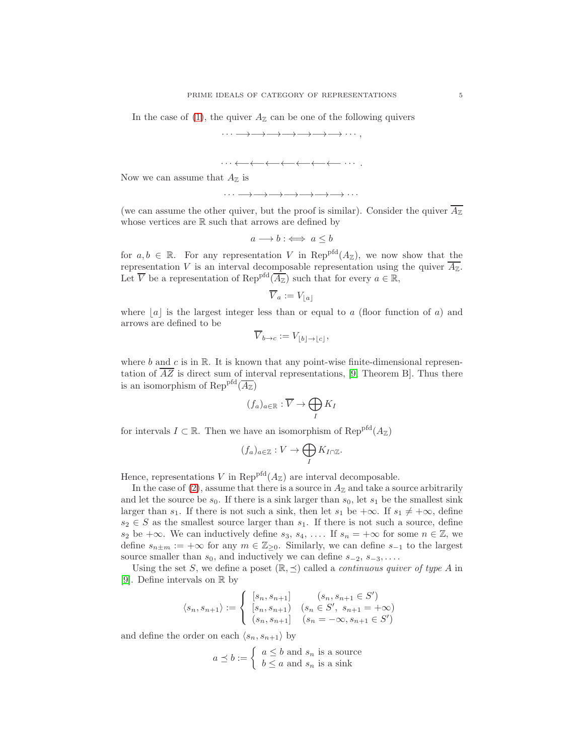In the case of (1), the quiver $A_{\mathbb{Z}}$ can be one of the following quivers

$$\cdots \longrightarrow \longrightarrow \longrightarrow \longrightarrow \longrightarrow \longrightarrow \longrightarrow \cdots,$$

$$\cdots \longleftarrow \longleftarrow \longleftarrow \longleftarrow \longleftarrow \longleftarrow \longleftarrow \cdots .$$

Now we can assume that $A_{\mathbb{Z}}$ is

$$\cdots \longrightarrow \longrightarrow \longrightarrow \longrightarrow \longrightarrow \longrightarrow \longrightarrow \cdots$$

(we can assume the other quiver, but the proof is similar). Consider the quiver $\overline{A_{\mathbb{Z}}}$ whose vertices are $\mathbb{R}$ such that arrows are defined by

$$a \longrightarrow b :\iff a \leq b$$

for $a, b \in \mathbb{R}$. For any representation $V$ in $\mathrm{Rep}^{\mathrm{pfd}}(A_{\mathbb{Z}})$, we now show that the representation $V$ is an interval decomposable representation using the quiver $\overline{A_{\mathbb{Z}}}$. Let $\overline{V}$ be a representation of $\mathrm{Rep}^{\mathrm{pfd}}(\overline{A_{\mathbb{Z}}})$ such that for every $a \in \mathbb{R}$,

$$\overline{V}_a := V_{\lfloor a \rfloor}$$

where $\lfloor a \rfloor$ is the largest integer less than or equal to $a$ (floor function of $a$) and arrows are defined to be

$$\overline{V}_{b \to c} := V_{\lfloor b \rfloor \to \lfloor c \rfloor},$$

where $b$ and $c$ is in $\mathbb{R}$. It is known that any point-wise finite-dimensional representation of $\overline{AZ}$ is direct sum of interval representations, [9, Theorem B]. Thus there is an isomorphism of $\mathrm{Rep}^{\mathrm{pfd}}(\overline{A_{\mathbb{Z}}})$

$$(f_a)_{a \in \mathbb{R}} : \overline{V} \to \bigoplus_I K_I$$

for intervals $I \subset \mathbb{R}$. Then we have an isomorphism of $\mathrm{Rep}^{\mathrm{pfd}}(A_{\mathbb{Z}})$

$$(f_a)_{a \in \mathbb{Z}} : V \to \bigoplus_I K_{I \cap \mathbb{Z}}.$$

Hence, representations $V$ in $\mathrm{Rep}^{\mathrm{pfd}}(A_{\mathbb{Z}})$ are interval decomposable.

In the case of (2), assume that there is a source in $A_{\mathbb{Z}}$ and take a source arbitrarily and let the source be $s_0$. If there is a sink larger than $s_0$, let $s_1$ be the smallest sink larger than $s_1$. If there is not such a sink, then let $s_1$ be $+\infty$. If $s_1 \neq +\infty$, define $s_2 \in S$ as the smallest source larger than $s_1$. If there is not such a source, define $s_2$ be $+\infty$. We can inductively define $s_3$, $s_4$, .... If $s_n = +\infty$ for some $n \in \mathbb{Z}$, we define $s_{n \pm m} := +\infty$ for any $m \in \mathbb{Z}_{\geq 0}$. Similarly, we can define $s_{-1}$ to the largest source smaller than $s_0$, and inductively we can define $s_{-2}$, $s_{-3}$, ....

Using the set $S$, we define a poset $(\mathbb{R}, \preceq)$ called a *continuous quiver of type A* in [9]. Define intervals on $\mathbb{R}$ by

$$\langle s_n, s_{n+1} \rangle := \begin{cases} [s_n, s_{n+1}] & (s_n, s_{n+1} \in S') \\ [s_n, s_{n+1}) & (s_n \in S',\ s_{n+1} = +\infty) \\ (s_n, s_{n+1}] & (s_n = -\infty, s_{n+1} \in S') \end{cases}$$

and define the order on each $\langle s_n, s_{n+1} \rangle$ by

$$a \preceq b := \begin{cases} a \leq b \text{ and } s_n \text{ is a source} \\ b \leq a \text{ and } s_n \text{ is a sink} \end{cases}$$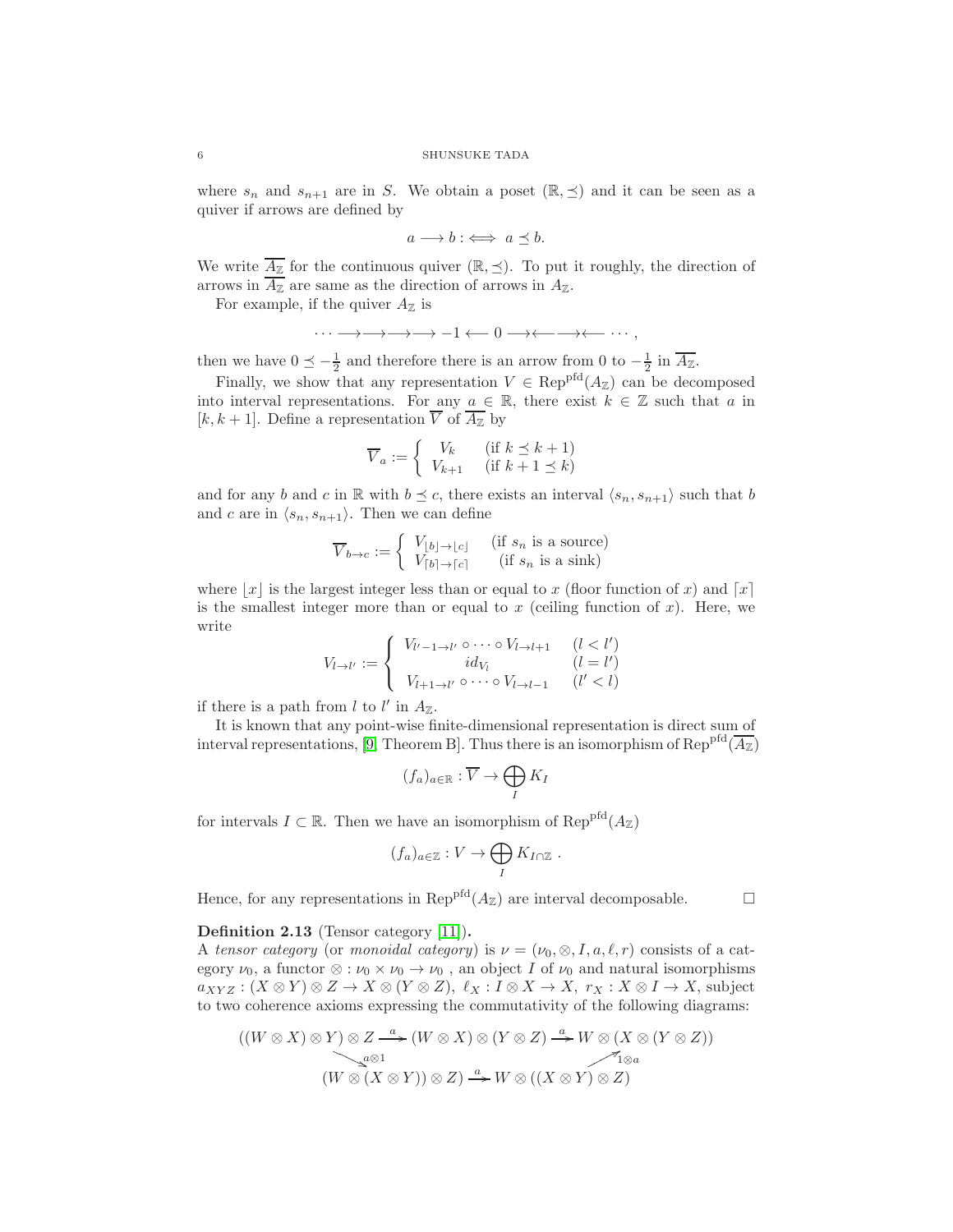where $s_n$ and $s_{n+1}$ are in $S$. We obtain a poset $(\mathbb{R}, \preceq)$ and it can be seen as a quiver if arrows are defined by

$$a \longrightarrow b :\iff a \preceq b.$$

We write $\overline{A_{\mathbb{Z}}}$ for the continuous quiver $(\mathbb{R}, \preceq)$. To put it roughly, the direction of arrows in $\overline{A_{\mathbb{Z}}}$ are same as the direction of arrows in $A_{\mathbb{Z}}$.

For example, if the quiver $A_{\mathbb{Z}}$ is

$$\cdots \longrightarrow \longrightarrow \longrightarrow \longrightarrow -1 \longleftarrow 0 \longrightarrow \longleftarrow \longrightarrow \longleftarrow \cdots ,$$

then we have $0 \preceq -\frac{1}{2}$ and therefore there is an arrow from 0 to $-\frac{1}{2}$ in $\overline{A_{\mathbb{Z}}}$.

Finally, we show that any representation $V \in \mathrm{Rep}^{\mathrm{pfd}}(A_{\mathbb{Z}})$ can be decomposed into interval representations. For any $a \in \mathbb{R}$, there exist $k \in \mathbb{Z}$ such that $a$ in $[k, k+1]$. Define a representation $\overline{V}$ of $\overline{A_{\mathbb{Z}}}$ by

$$\overline{V}_a := \begin{cases} V_k & (\text{if } k \preceq k+1) \\ V_{k+1} & (\text{if } k+1 \preceq k) \end{cases}$$

and for any $b$ and $c$ in $\mathbb{R}$ with $b \preceq c$, there exists an interval $\langle s_n, s_{n+1} \rangle$ such that $b$ and $c$ are in $\langle s_n, s_{n+1} \rangle$. Then we can define

$$\overline{V}_{b \to c} := \begin{cases} V_{\lfloor b \rfloor \to \lfloor c \rfloor} & (\text{if } s_n \text{ is a source}) \\ V_{\lceil b \rceil \to \lceil c \rceil} & (\text{if } s_n \text{ is a sink}) \end{cases}$$

where $\lfloor x \rfloor$ is the largest integer less than or equal to $x$ (floor function of $x$) and $\lceil x \rceil$ is the smallest integer more than or equal to $x$ (ceiling function of $x$). Here, we write

$$V_{l \to l'} := \begin{cases} V_{l'-1 \to l'} \circ \cdots \circ V_{l \to l+1} & (l < l') \\ id_{V_l} & (l = l') \\ V_{l+1 \to l'} \circ \cdots \circ V_{l \to l-1} & (l' < l) \end{cases}$$

if there is a path from $l$ to $l'$ in $A_{\mathbb{Z}}$.

It is known that any point-wise finite-dimensional representation is direct sum of interval representations, [9, Theorem B]. Thus there is an isomorphism of $\mathrm{Rep}^{\mathrm{pfd}}(\overline{A_{\mathbb{Z}}})$

$$(f_a)_{a \in \mathbb{R}} : \overline{V} \to \bigoplus_I K_I$$

for intervals $I \subset \mathbb{R}$. Then we have an isomorphism of $\mathrm{Rep}^{\mathrm{pfd}}(A_{\mathbb{Z}})$

$$(f_a)_{a \in \mathbb{Z}} : V \to \bigoplus_I K_{I \cap \mathbb{Z}} .$$

Hence, for any representations in $\mathrm{Rep}^{\mathrm{pfd}}(A_{\mathbb{Z}})$ are interval decomposable. $\square$

**Definition 2.13** (Tensor category [11])**.**
A *tensor category* (or *monoidal category*) is $\nu = (\nu_0, \otimes, I, a, \ell, r)$ consists of a category $\nu_0$, a functor $\otimes : \nu_0 \times \nu_0 \to \nu_0$ , an object $I$ of $\nu_0$ and natural isomorphisms $a_{XYZ} : (X \otimes Y) \otimes Z \to X \otimes (Y \otimes Z)$, $\ell_X : I \otimes X \to X$, $r_X : X \otimes I \to X$, subject to two coherence axioms expressing the commutativity of the following diagrams:

$$\begin{array}{ccccc} ((W \otimes X) \otimes Y) \otimes Z & \xrightarrow{a} & (W \otimes X) \otimes (Y \otimes Z) & \xrightarrow{a} & W \otimes (X \otimes (Y \otimes Z)) \\ & \searrow^{a \otimes 1} & & & \nearrow_{1 \otimes a} \\ & & (W \otimes (X \otimes Y)) \otimes Z \xrightarrow{a} W \otimes ((X \otimes Y) \otimes Z) & & \end{array}$$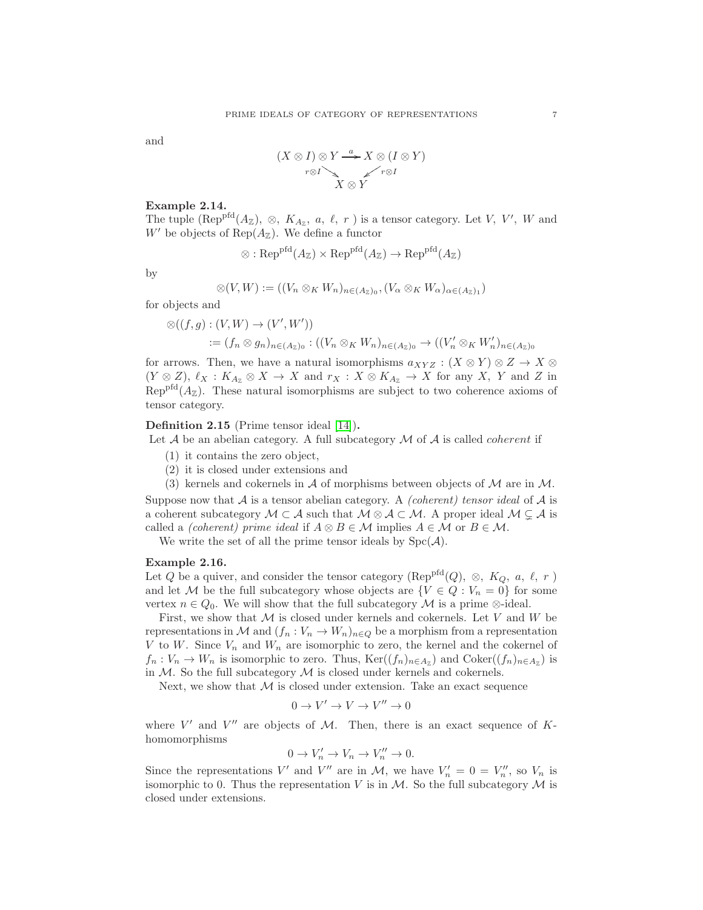and

$$
\begin{array}{ccc}
(X \otimes I) \otimes Y & \xrightarrow{a} & X \otimes (I \otimes Y) \\
 & {\scriptstyle r\otimes I} \searrow \quad \swarrow {\scriptstyle r\otimes I} & \\
 & X \otimes Y &
\end{array}
$$

**Example 2.14.**
The tuple $(\mathrm{Rep}^{\mathrm{pfd}}(A_{\mathbb{Z}}),\ \otimes,\ K_{A_{\mathbb{Z}}},\ a,\ \ell,\ r\ )$ is a tensor category. Let $V$, $V'$, $W$ and $W'$ be objects of $\mathrm{Rep}(A_{\mathbb{Z}})$. We define a functor

$$\otimes : \mathrm{Rep}^{\mathrm{pfd}}(A_{\mathbb{Z}}) \times \mathrm{Rep}^{\mathrm{pfd}}(A_{\mathbb{Z}}) \to \mathrm{Rep}^{\mathrm{pfd}}(A_{\mathbb{Z}})$$

by

$$\otimes(V, W) := ((V_n \otimes_K W_n)_{n \in (A_{\mathbb{Z}})_0}, (V_\alpha \otimes_K W_\alpha)_{\alpha \in (A_{\mathbb{Z}})_1})$$

for objects and

$$
\begin{aligned}
&\otimes((f, g) : (V, W) \to (V', W')) \\
&\qquad := (f_n \otimes g_n)_{n \in (A_{\mathbb{Z}})_0} : ((V_n \otimes_K W_n)_{n \in (A_{\mathbb{Z}})_0} \to ((V'_n \otimes_K W'_n)_{n \in (A_{\mathbb{Z}})_0}
\end{aligned}
$$

for arrows. Then, we have a natural isomorphisms $a_{XYZ} : (X \otimes Y) \otimes Z \to X \otimes (Y \otimes Z)$, $\ell_X : K_{A_{\mathbb{Z}}} \otimes X \to X$ and $r_X : X \otimes K_{A_{\mathbb{Z}}} \to X$ for any $X$, $Y$ and $Z$ in $\mathrm{Rep}^{\mathrm{pfd}}(A_{\mathbb{Z}})$. These natural isomorphisms are subject to two coherence axioms of tensor category.

**Definition 2.15** (Prime tensor ideal [14])**.**
Let $\mathcal{A}$ be an abelian category. A full subcategory $\mathcal{M}$ of $\mathcal{A}$ is called *coherent* if

1. it contains the zero object,
2. it is closed under extensions and
3. kernels and cokernels in $\mathcal{A}$ of morphisms between objects of $\mathcal{M}$ are in $\mathcal{M}$.

Suppose now that $\mathcal{A}$ is a tensor abelian category. A *(coherent) tensor ideal* of $\mathcal{A}$ is a coherent subcategory $\mathcal{M} \subset \mathcal{A}$ such that $\mathcal{M} \otimes \mathcal{A} \subset \mathcal{M}$. A proper ideal $\mathcal{M} \subsetneq \mathcal{A}$ is called a *(coherent) prime ideal* if $A \otimes B \in \mathcal{M}$ implies $A \in \mathcal{M}$ or $B \in \mathcal{M}$.

We write the set of all the prime tensor ideals by $\mathrm{Spc}(\mathcal{A})$.

**Example 2.16.**
Let $Q$ be a quiver, and consider the tensor category $(\mathrm{Rep}^{\mathrm{pfd}}(Q),\ \otimes,\ K_Q,\ a,\ \ell,\ r\ )$ and let $\mathcal{M}$ be the full subcategory whose objects are $\{V \in Q : V_n = 0\}$ for some vertex $n \in Q_0$. We will show that the full subcategory $\mathcal{M}$ is a prime $\otimes$-ideal.

First, we show that $\mathcal{M}$ is closed under kernels and cokernels. Let $V$ and $W$ be representations in $\mathcal{M}$ and $(f_n : V_n \to W_n)_{n \in Q}$ be a morphism from a representation $V$ to $W$. Since $V_n$ and $W_n$ are isomorphic to zero, the kernel and the cokernel of $f_n : V_n \to W_n$ is isomorphic to zero. Thus, $\mathrm{Ker}((f_n)_{n \in A_{\mathbb{Z}}})$ and $\mathrm{Coker}((f_n)_{n \in A_{\mathbb{Z}}})$ is in $\mathcal{M}$. So the full subcategory $\mathcal{M}$ is closed under kernels and cokernels.

Next, we show that $\mathcal{M}$ is closed under extension. Take an exact sequence

$$0 \to V' \to V \to V'' \to 0$$

where $V'$ and $V''$ are objects of $\mathcal{M}$. Then, there is an exact sequence of $K$-homomorphisms

$$0 \to V'_n \to V_n \to V''_n \to 0.$$

Since the representations $V'$ and $V''$ are in $\mathcal{M}$, we have $V'_n = 0 = V''_n$, so $V_n$ is isomorphic to 0. Thus the representation $V$ is in $\mathcal{M}$. So the full subcategory $\mathcal{M}$ is closed under extensions.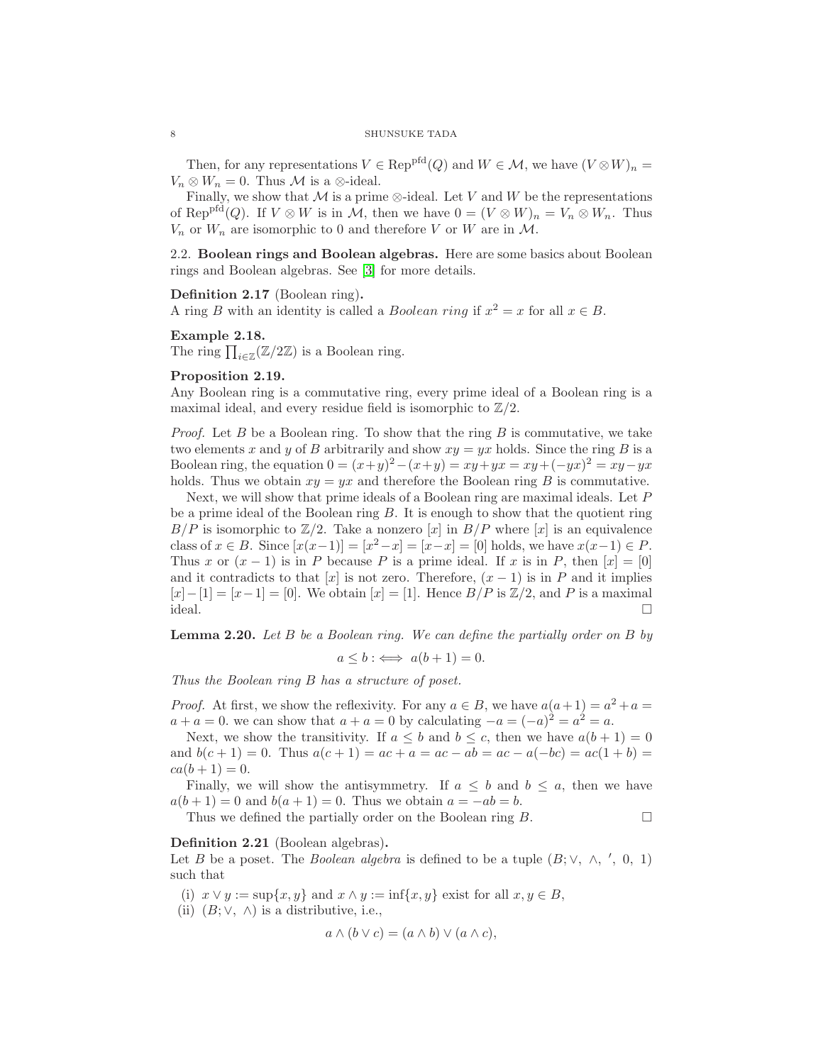Then, for any representations $V \in \mathrm{Rep}^{\mathrm{pfd}}(Q)$ and $W \in \mathcal{M}$, we have $(V \otimes W)_n = V_n \otimes W_n = 0$. Thus $\mathcal{M}$ is a $\otimes$-ideal.

Finally, we show that $\mathcal{M}$ is a prime $\otimes$-ideal. Let $V$ and $W$ be the representations of $\mathrm{Rep}^{\mathrm{pfd}}(Q)$. If $V \otimes W$ is in $\mathcal{M}$, then we have $0 = (V \otimes W)_n = V_n \otimes W_n$. Thus $V_n$ or $W_n$ are isomorphic to 0 and therefore $V$ or $W$ are in $\mathcal{M}$.

### 2.2. Boolean rings and Boolean algebras.

Here are some basics about Boolean rings and Boolean algebras. See [3] for more details.

**Definition 2.17** (Boolean ring)**.**
A ring $B$ with an identity is called a *Boolean ring* if $x^2 = x$ for all $x \in B$.

**Example 2.18.**
The ring $\prod_{i\in\mathbb{Z}}(\mathbb{Z}/2\mathbb{Z})$ is a Boolean ring.

**Proposition 2.19.**
Any Boolean ring is a commutative ring, every prime ideal of a Boolean ring is a maximal ideal, and every residue field is isomorphic to $\mathbb{Z}/2$.

*Proof.* Let $B$ be a Boolean ring. To show that the ring $B$ is commutative, we take two elements $x$ and $y$ of $B$ arbitrarily and show $xy = yx$ holds. Since the ring $B$ is a Boolean ring, the equation $0 = (x+y)^2 - (x+y) = xy + yx = xy + (-yx)^2 = xy - yx$ holds. Thus we obtain $xy = yx$ and therefore the Boolean ring $B$ is commutative.

Next, we will show that prime ideals of a Boolean ring are maximal ideals. Let $P$ be a prime ideal of the Boolean ring $B$. It is enough to show that the quotient ring $B/P$ is isomorphic to $\mathbb{Z}/2$. Take a nonzero $[x]$ in $B/P$ where $[x]$ is an equivalence class of $x \in B$. Since $[x(x-1)] = [x^2 - x] = [x - x] = [0]$ holds, we have $x(x-1) \in P$. Thus $x$ or $(x-1)$ is in $P$ because $P$ is a prime ideal. If $x$ is in $P$, then $[x] = [0]$ and it contradicts to that $[x]$ is not zero. Therefore, $(x-1)$ is in $P$ and it implies $[x] - [1] = [x-1] = [0]$. We obtain $[x] = [1]$. Hence $B/P$ is $\mathbb{Z}/2$, and $P$ is a maximal ideal. □

**Lemma 2.20.** *Let $B$ be a Boolean ring. We can define the partially order on $B$ by*

$$a \leq b :\iff a(b+1) = 0.$$

*Thus the Boolean ring $B$ has a structure of poset.*

*Proof.* At first, we show the reflexivity. For any $a \in B$, we have $a(a+1) = a^2 + a = a + a = 0$. we can show that $a + a = 0$ by calculating $-a = (-a)^2 = a^2 = a$.

Next, we show the transitivity. If $a \leq b$ and $b \leq c$, then we have $a(b+1) = 0$ and $b(c+1) = 0$. Thus $a(c+1) = ac + a = ac - ab = ac - a(-bc) = ac(1+b) = ca(b+1) = 0$.

Finally, we will show the antisymmetry. If $a \leq b$ and $b \leq a$, then we have $a(b+1) = 0$ and $b(a+1) = 0$. Thus we obtain $a = -ab = b$.

Thus we defined the partially order on the Boolean ring $B$. □

**Definition 2.21** (Boolean algebras)**.**
Let $B$ be a poset. The *Boolean algebra* is defined to be a tuple $(B; \vee,\ \wedge,\ ',\ 0,\ 1)$ such that

(i) $x \vee y := \sup\{x, y\}$ and $x \wedge y := \inf\{x, y\}$ exist for all $x, y \in B$,
(ii) $(B; \vee,\ \wedge)$ is a distributive, i.e.,

$$a \wedge (b \vee c) = (a \wedge b) \vee (a \wedge c),$$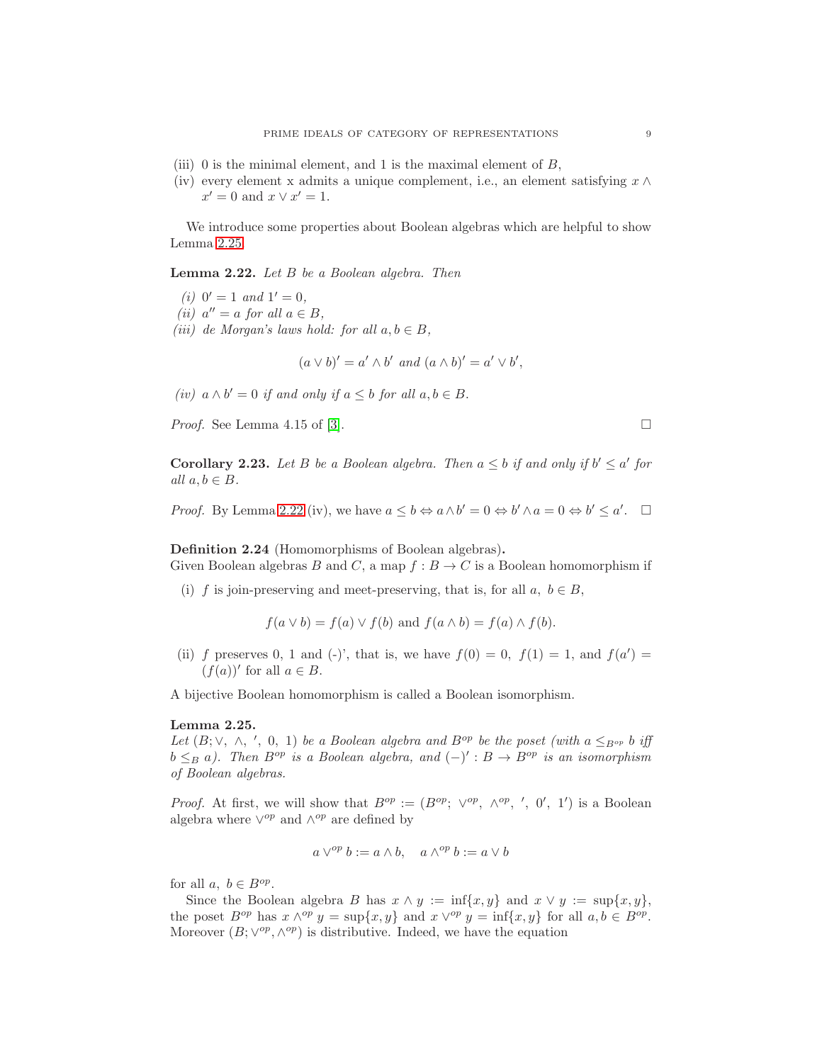(iii) 0 is the minimal element, and 1 is the maximal element of $B$,

(iv) every element x admits a unique complement, i.e., an element satisfying $x \wedge x' = 0$ and $x \vee x' = 1$.

We introduce some properties about Boolean algebras which are helpful to show Lemma 2.25.

**Lemma 2.22.** *Let $B$ be a Boolean algebra. Then*

*(i) $0' = 1$ and $1' = 0$,*

*(ii) $a'' = a$ for all $a \in B$,*

*(iii) de Morgan's laws hold: for all $a, b \in B$,*

$$(a \vee b)' = a' \wedge b' \text{ and } (a \wedge b)' = a' \vee b',$$

*(iv) $a \wedge b' = 0$ if and only if $a \leq b$ for all $a, b \in B$.*

*Proof.* See Lemma 4.15 of [3]. □

**Corollary 2.23.** *Let $B$ be a Boolean algebra. Then $a \leq b$ if and only if $b' \leq a'$ for all $a, b \in B$.*

*Proof.* By Lemma 2.22 (iv), we have $a \leq b \Leftrightarrow a \wedge b' = 0 \Leftrightarrow b' \wedge a = 0 \Leftrightarrow b' \leq a'$. □

**Definition 2.24** (Homomorphisms of Boolean algebras)**.**
Given Boolean algebras $B$ and $C$, a map $f : B \to C$ is a Boolean homomorphism if

(i) $f$ is join-preserving and meet-preserving, that is, for all $a,\ b \in B$,

$$f(a \vee b) = f(a) \vee f(b) \text{ and } f(a \wedge b) = f(a) \wedge f(b).$$

(ii) $f$ preserves 0, 1 and (-)', that is, we have $f(0) = 0,\ f(1) = 1$, and $f(a') = (f(a))'$ for all $a \in B$.

A bijective Boolean homomorphism is called a Boolean isomorphism.

**Lemma 2.25.**
*Let $(B; \vee,\ \wedge,\ ',\ 0,\ 1)$ be a Boolean algebra and $B^{op}$ be the poset (with $a \leq_{B^{op}} b$ iff $b \leq_B a$). Then $B^{op}$ is a Boolean algebra, and $(-)' : B \to B^{op}$ is an isomorphism of Boolean algebras.*

*Proof.* At first, we will show that $B^{op} := (B^{op};\ \vee^{op},\ \wedge^{op},\ ',\ 0',\ 1')$ is a Boolean algebra where $\vee^{op}$ and $\wedge^{op}$ are defined by

$$a \vee^{op} b := a \wedge b, \quad a \wedge^{op} b := a \vee b$$

for all $a,\ b \in B^{op}$.

Since the Boolean algebra $B$ has $x \wedge y := \inf\{x, y\}$ and $x \vee y := \sup\{x, y\}$, the poset $B^{op}$ has $x \wedge^{op} y = \sup\{x, y\}$ and $x \vee^{op} y = \inf\{x, y\}$ for all $a, b \in B^{op}$. Moreover $(B; \vee^{op}, \wedge^{op})$ is distributive. Indeed, we have the equation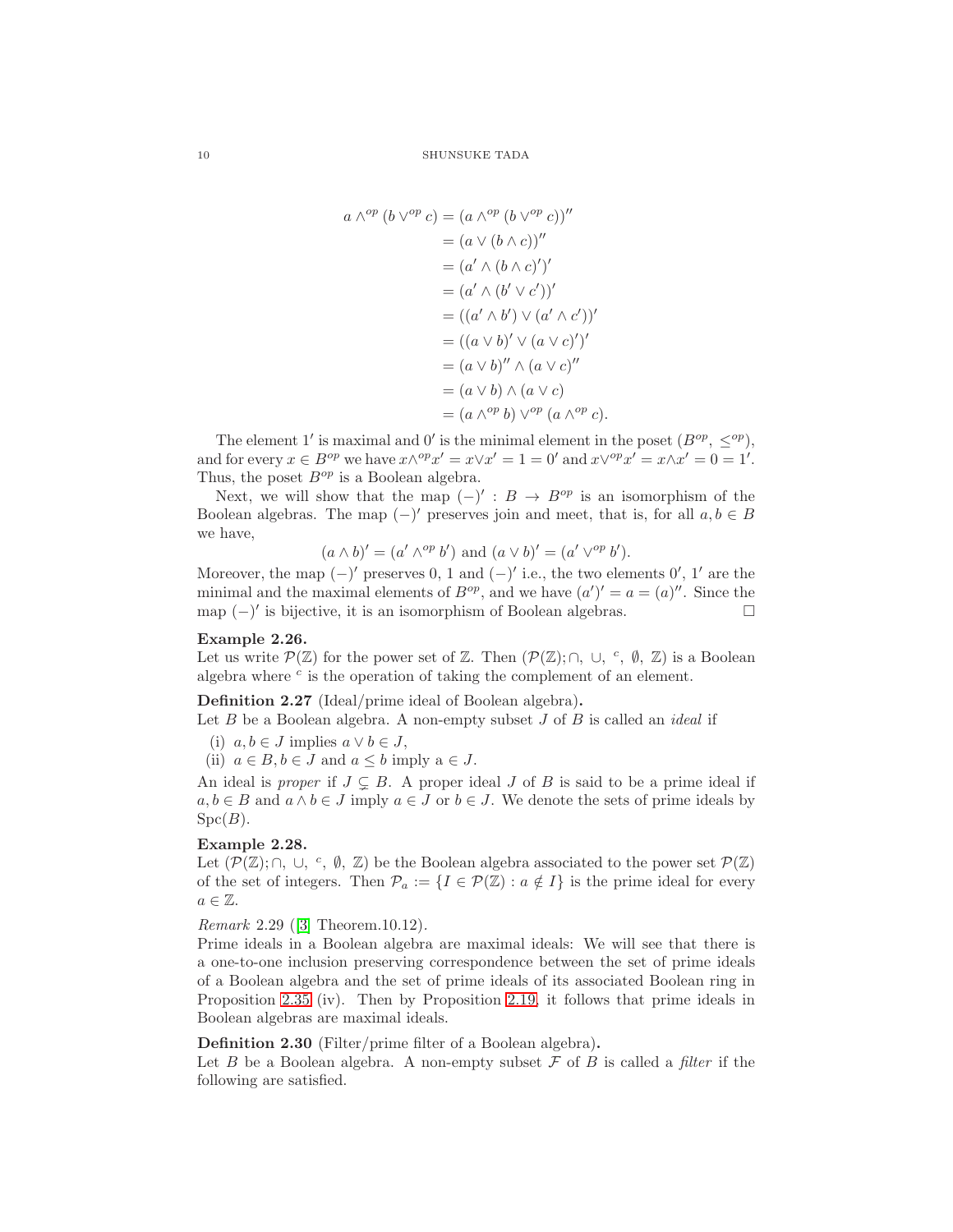$$
\begin{aligned}
a \wedge^{op} (b \vee^{op} c) &= (a \wedge^{op} (b \vee^{op} c))'' \\
&= (a \vee (b \wedge c))'' \\
&= (a' \wedge (b \wedge c)')' \\
&= (a' \wedge (b' \vee c'))' \\
&= ((a' \wedge b') \vee (a' \wedge c'))' \\
&= ((a \vee b)' \vee (a \vee c)')' \\
&= (a \vee b)'' \wedge (a \vee c)'' \\
&= (a \vee b) \wedge (a \vee c) \\
&= (a \wedge^{op} b) \vee^{op} (a \wedge^{op} c).
\end{aligned}
$$

The element $1'$ is maximal and $0'$ is the minimal element in the poset $(B^{op}, \leq^{op})$, and for every $x \in B^{op}$ we have $x \wedge^{op} x' = x \vee x' = 1 = 0'$ and $x \vee^{op} x' = x \wedge x' = 0 = 1'$. Thus, the poset $B^{op}$ is a Boolean algebra.

Next, we will show that the map $(-)' : B \to B^{op}$ is an isomorphism of the Boolean algebras. The map $(-)'$ preserves join and meet, that is, for all $a, b \in B$ we have,

$$
(a \wedge b)' = (a' \wedge^{op} b') \text{ and } (a \vee b)' = (a' \vee^{op} b').
$$

Moreover, the map $(-)'$ preserves 0, 1 and $(-)'$ i.e., the two elements $0'$, $1'$ are the minimal and the maximal elements of $B^{op}$, and we have $(a')' = a = (a)''$. Since the map $(-)'$ is bijective, it is an isomorphism of Boolean algebras. $\square$

**Example 2.26.**
Let us write $\mathcal{P}(\mathbb{Z})$ for the power set of $\mathbb{Z}$. Then $(\mathcal{P}(\mathbb{Z}); \cap, \cup, {}^c, \emptyset, \mathbb{Z})$ is a Boolean algebra where ${}^c$ is the operation of taking the complement of an element.

**Definition 2.27** (Ideal/prime ideal of Boolean algebra)**.**
Let $B$ be a Boolean algebra. A non-empty subset $J$ of $B$ is called an *ideal* if

(i) $a, b \in J$ implies $a \vee b \in J$,
(ii) $a \in B, b \in J$ and $a \leq b$ imply a $\in J$.

An ideal is *proper* if $J \subsetneq B$. A proper ideal $J$ of $B$ is said to be a prime ideal if $a, b \in B$ and $a \wedge b \in J$ imply $a \in J$ or $b \in J$. We denote the sets of prime ideals by $\mathrm{Spc}(B)$.

**Example 2.28.**
Let $(\mathcal{P}(\mathbb{Z}); \cap, \cup, {}^c, \emptyset, \mathbb{Z})$ be the Boolean algebra associated to the power set $\mathcal{P}(\mathbb{Z})$ of the set of integers. Then $\mathcal{P}_a := \{I \in \mathcal{P}(\mathbb{Z}) : a \notin I\}$ is the prime ideal for every $a \in \mathbb{Z}$.

*Remark* 2.29 ([3] Theorem.10.12).
Prime ideals in a Boolean algebra are maximal ideals: We will see that there is a one-to-one inclusion preserving correspondence between the set of prime ideals of a Boolean algebra and the set of prime ideals of its associated Boolean ring in Proposition 2.35 (iv). Then by Proposition 2.19, it follows that prime ideals in Boolean algebras are maximal ideals.

**Definition 2.30** (Filter/prime filter of a Boolean algebra)**.**
Let $B$ be a Boolean algebra. A non-empty subset $\mathcal{F}$ of $B$ is called a *filter* if the following are satisfied.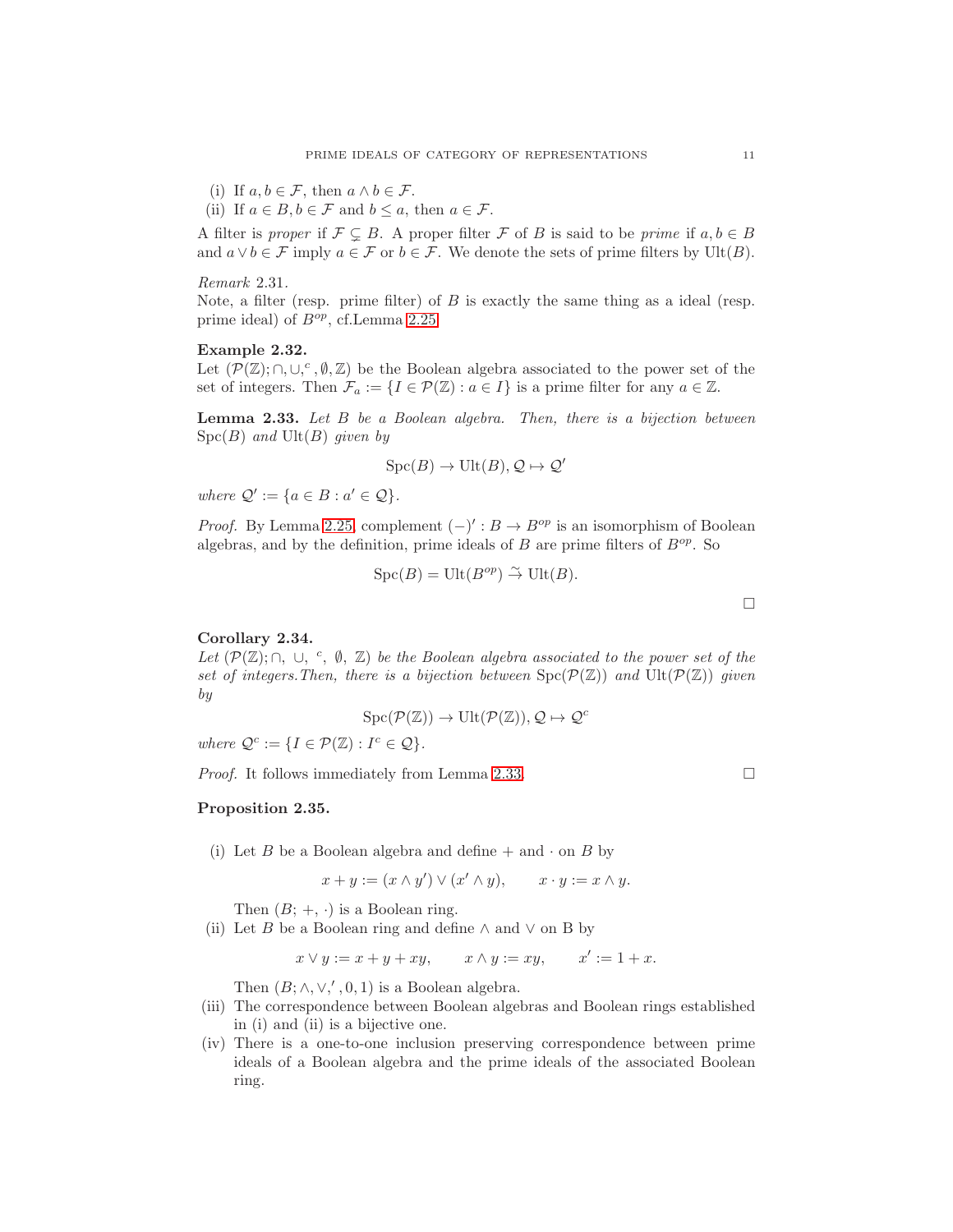(i) If $a, b \in \mathcal{F}$, then $a \wedge b \in \mathcal{F}$.
(ii) If $a \in B, b \in \mathcal{F}$ and $b \leq a$, then $a \in \mathcal{F}$.

A filter is *proper* if $\mathcal{F} \subsetneq B$. A proper filter $\mathcal{F}$ of $B$ is said to be *prime* if $a, b \in B$ and $a \vee b \in \mathcal{F}$ imply $a \in \mathcal{F}$ or $b \in \mathcal{F}$. We denote the sets of prime filters by $\operatorname{Ult}(B)$.

*Remark* 2.31.
Note, a filter (resp. prime filter) of $B$ is exactly the same thing as a ideal (resp. prime ideal) of $B^{op}$, cf.Lemma 2.25.

**Example 2.32.**
Let $(\mathcal{P}(\mathbb{Z}); \cap, \cup, ^c, \emptyset, \mathbb{Z})$ be the Boolean algebra associated to the power set of the set of integers. Then $\mathcal{F}_a := \{I \in \mathcal{P}(\mathbb{Z}) : a \in I\}$ is a prime filter for any $a \in \mathbb{Z}$.

**Lemma 2.33.** *Let $B$ be a Boolean algebra. Then, there is a bijection between $\operatorname{Spc}(B)$ and $\operatorname{Ult}(B)$ given by*

$$\operatorname{Spc}(B) \to \operatorname{Ult}(B), \mathcal{Q} \mapsto \mathcal{Q}'$$

*where $\mathcal{Q}' := \{a \in B : a' \in \mathcal{Q}\}$.*

*Proof.* By Lemma 2.25, complement $(-)' : B \to B^{op}$ is an isomorphism of Boolean algebras, and by the definition, prime ideals of $B$ are prime filters of $B^{op}$. So

$$\operatorname{Spc}(B) = \operatorname{Ult}(B^{op}) \xrightarrow{\sim} \operatorname{Ult}(B).$$

□

**Corollary 2.34.**
*Let $(\mathcal{P}(\mathbb{Z}); \cap, \cup, ^c, \emptyset, \mathbb{Z})$ be the Boolean algebra associated to the power set of the set of integers.Then, there is a bijection between $\operatorname{Spc}(\mathcal{P}(\mathbb{Z}))$ and $\operatorname{Ult}(\mathcal{P}(\mathbb{Z}))$ given by*

$$\operatorname{Spc}(\mathcal{P}(\mathbb{Z})) \to \operatorname{Ult}(\mathcal{P}(\mathbb{Z})), \mathcal{Q} \mapsto \mathcal{Q}^c$$

*where $\mathcal{Q}^c := \{I \in \mathcal{P}(\mathbb{Z}) : I^c \in \mathcal{Q}\}$.*

*Proof.* It follows immediately from Lemma 2.33. □

**Proposition 2.35.**

(i) Let $B$ be a Boolean algebra and define $+$ and $\cdot$ on $B$ by

$$x + y := (x \wedge y') \vee (x' \wedge y), \qquad x \cdot y := x \wedge y.$$

Then $(B; +, \cdot)$ is a Boolean ring.

(ii) Let $B$ be a Boolean ring and define $\wedge$ and $\vee$ on B by

$$x \vee y := x + y + xy, \qquad x \wedge y := xy, \qquad x' := 1 + x.$$

Then $(B; \wedge, \vee, ', 0, 1)$ is a Boolean algebra.

(iii) The correspondence between Boolean algebras and Boolean rings established in (i) and (ii) is a bijective one.

(iv) There is a one-to-one inclusion preserving correspondence between prime ideals of a Boolean algebra and the prime ideals of the associated Boolean ring.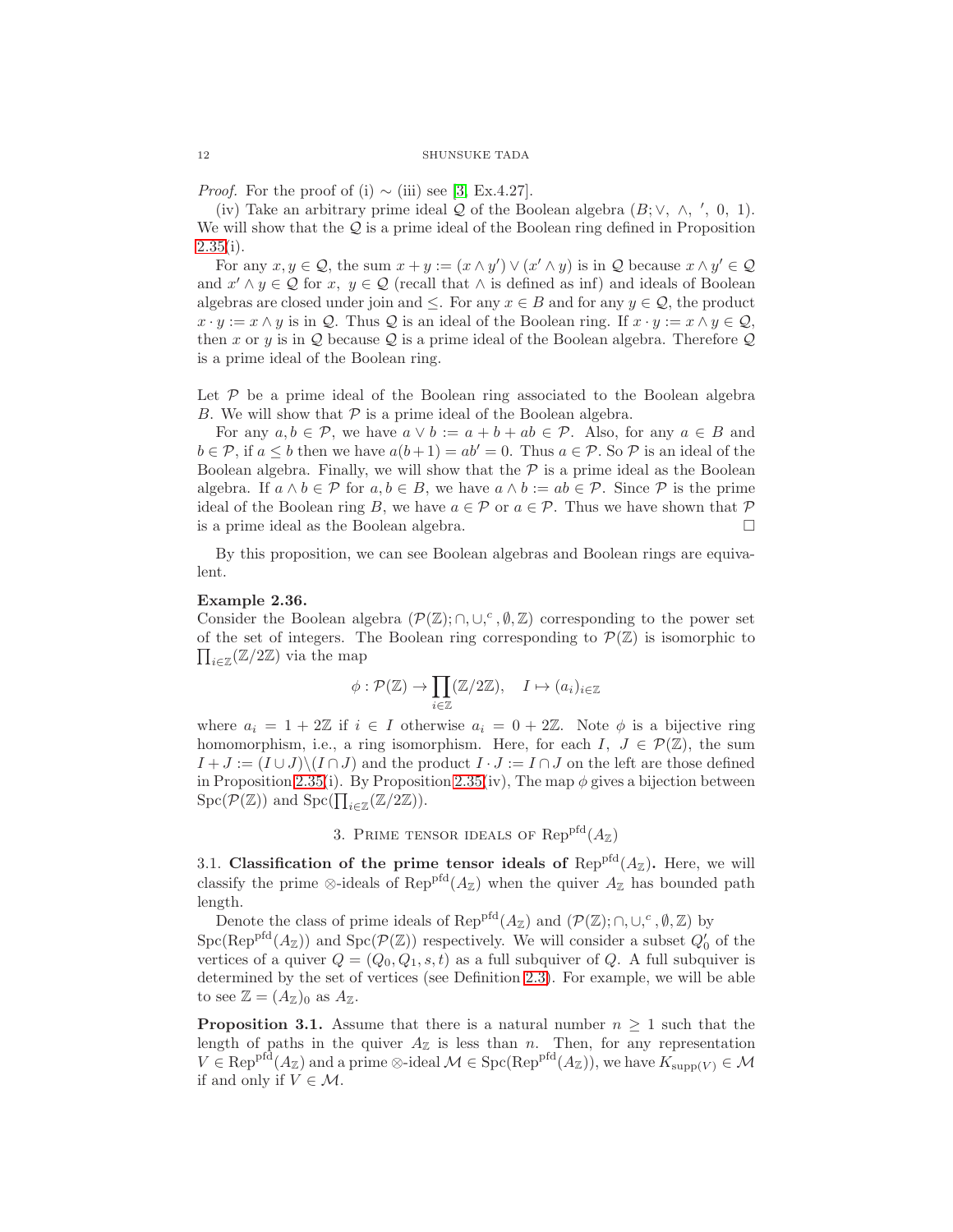*Proof.* For the proof of (i) $\sim$ (iii) see [3, Ex.4.27].

(iv) Take an arbitrary prime ideal $\mathcal{Q}$ of the Boolean algebra $(B; \vee,\ \wedge,\ ',\ 0,\ 1)$. We will show that the $\mathcal{Q}$ is a prime ideal of the Boolean ring defined in Proposition 2.35(i).

For any $x, y \in \mathcal{Q}$, the sum $x + y := (x \wedge y') \vee (x' \wedge y)$ is in $\mathcal{Q}$ because $x \wedge y' \in \mathcal{Q}$ and $x' \wedge y \in \mathcal{Q}$ for $x,\ y \in \mathcal{Q}$ (recall that $\wedge$ is defined as inf) and ideals of Boolean algebras are closed under join and $\leq$. For any $x \in B$ and for any $y \in \mathcal{Q}$, the product $x \cdot y := x \wedge y$ is in $\mathcal{Q}$. Thus $\mathcal{Q}$ is an ideal of the Boolean ring. If $x \cdot y := x \wedge y \in \mathcal{Q}$, then $x$ or $y$ is in $\mathcal{Q}$ because $\mathcal{Q}$ is a prime ideal of the Boolean algebra. Therefore $\mathcal{Q}$ is a prime ideal of the Boolean ring.

Let $\mathcal{P}$ be a prime ideal of the Boolean ring associated to the Boolean algebra $B$. We will show that $\mathcal{P}$ is a prime ideal of the Boolean algebra.

For any $a, b \in \mathcal{P}$, we have $a \vee b := a + b + ab \in \mathcal{P}$. Also, for any $a \in B$ and $b \in \mathcal{P}$, if $a \leq b$ then we have $a(b+1) = ab' = 0$. Thus $a \in \mathcal{P}$. So $\mathcal{P}$ is an ideal of the Boolean algebra. Finally, we will show that the $\mathcal{P}$ is a prime ideal as the Boolean algebra. If $a \wedge b \in \mathcal{P}$ for $a, b \in B$, we have $a \wedge b := ab \in \mathcal{P}$. Since $\mathcal{P}$ is the prime ideal of the Boolean ring $B$, we have $a \in \mathcal{P}$ or $a \in \mathcal{P}$. Thus we have shown that $\mathcal{P}$ is a prime ideal as the Boolean algebra. $\square$

By this proposition, we can see Boolean algebras and Boolean rings are equivalent.

**Example 2.36.**
Consider the Boolean algebra $(\mathcal{P}(\mathbb{Z}); \cap, \cup, ^c, \emptyset, \mathbb{Z})$ corresponding to the power set of the set of integers. The Boolean ring corresponding to $\mathcal{P}(\mathbb{Z})$ is isomorphic to $\prod_{i\in\mathbb{Z}}(\mathbb{Z}/2\mathbb{Z})$ via the map

$$\phi : \mathcal{P}(\mathbb{Z}) \to \prod_{i\in\mathbb{Z}}(\mathbb{Z}/2\mathbb{Z}), \quad I \mapsto (a_i)_{i\in\mathbb{Z}}$$

where $a_i = 1 + 2\mathbb{Z}$ if $i \in I$ otherwise $a_i = 0 + 2\mathbb{Z}$. Note $\phi$ is a bijective ring homomorphism, i.e., a ring isomorphism. Here, for each $I,\ J \in \mathcal{P}(\mathbb{Z})$, the sum $I + J := (I \cup J)\backslash(I \cap J)$ and the product $I \cdot J := I \cap J$ on the left are those defined in Proposition 2.35(i). By Proposition 2.35(iv), The map $\phi$ gives a bijection between $\mathrm{Spc}(\mathcal{P}(\mathbb{Z}))$ and $\mathrm{Spc}(\prod_{i\in\mathbb{Z}}(\mathbb{Z}/2\mathbb{Z}))$.

## 3. Prime tensor ideals of $\mathrm{Rep}^{\mathrm{pfd}}(A_{\mathbb{Z}})$

### 3.1. Classification of the prime tensor ideals of $\mathrm{Rep}^{\mathrm{pfd}}(A_{\mathbb{Z}})$.

Here, we will classify the prime $\otimes$-ideals of $\mathrm{Rep}^{\mathrm{pfd}}(A_{\mathbb{Z}})$ when the quiver $A_{\mathbb{Z}}$ has bounded path length.

Denote the class of prime ideals of $\mathrm{Rep}^{\mathrm{pfd}}(A_{\mathbb{Z}})$ and $(\mathcal{P}(\mathbb{Z}); \cap, \cup, ^c, \emptyset, \mathbb{Z})$ by $\mathrm{Spc}(\mathrm{Rep}^{\mathrm{pfd}}(A_{\mathbb{Z}}))$ and $\mathrm{Spc}(\mathcal{P}(\mathbb{Z}))$ respectively. We will consider a subset $Q'_0$ of the vertices of a quiver $Q = (Q_0, Q_1, s, t)$ as a full subquiver of $Q$. A full subquiver is determined by the set of vertices (see Definition 2.3). For example, we will be able to see $\mathbb{Z} = (A_{\mathbb{Z}})_0$ as $A_{\mathbb{Z}}$.

**Proposition 3.1.** Assume that there is a natural number $n \geq 1$ such that the length of paths in the quiver $A_{\mathbb{Z}}$ is less than $n$. Then, for any representation $V \in \mathrm{Rep}^{\mathrm{pfd}}(A_{\mathbb{Z}})$ and a prime $\otimes$-ideal $\mathcal{M} \in \mathrm{Spc}(\mathrm{Rep}^{\mathrm{pfd}}(A_{\mathbb{Z}}))$, we have $K_{\mathrm{supp}(V)} \in \mathcal{M}$ if and only if $V \in \mathcal{M}$.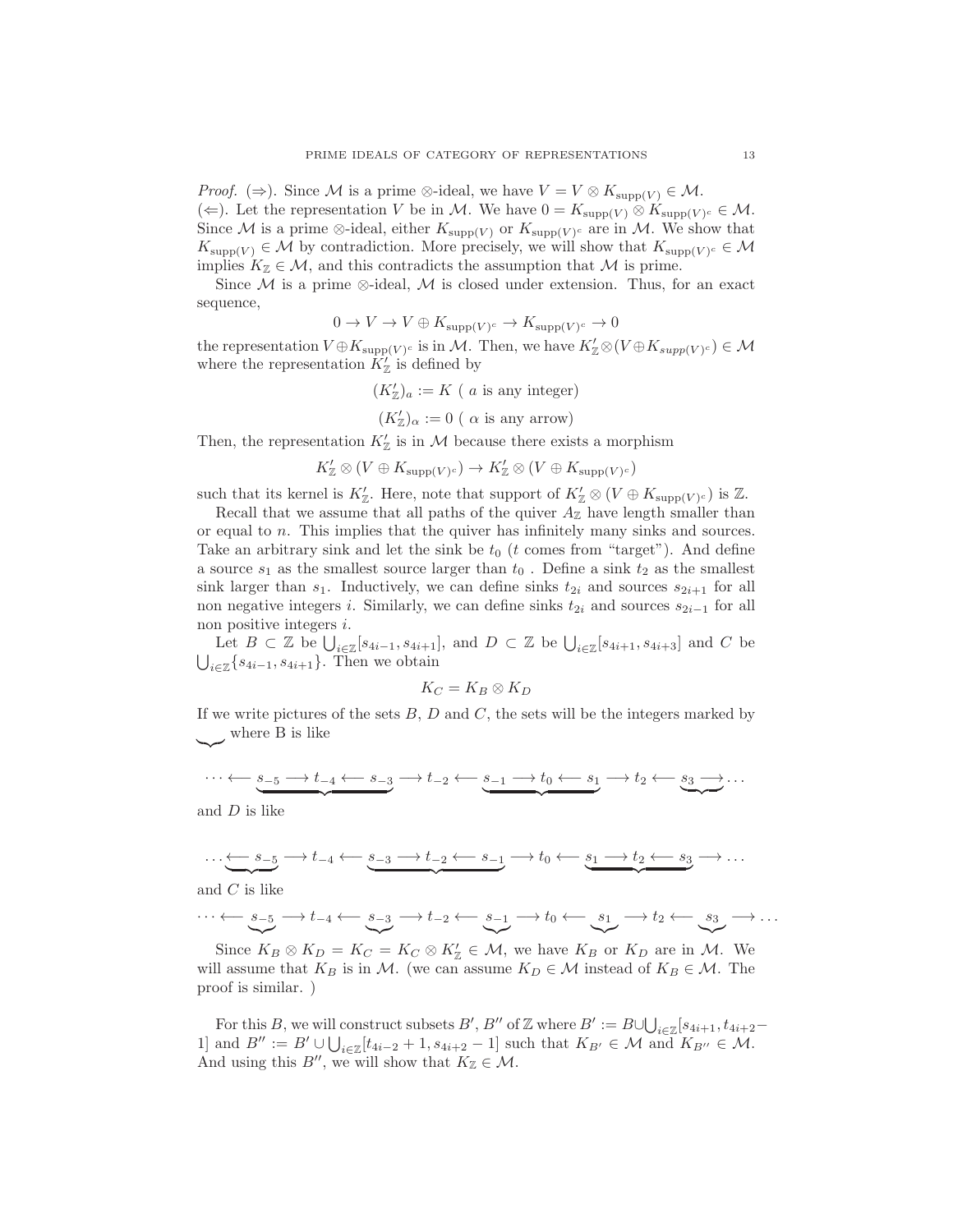*Proof.* ($\Rightarrow$). Since $\mathcal{M}$ is a prime $\otimes$-ideal, we have $V = V \otimes K_{\mathrm{supp}(V)} \in \mathcal{M}$.
($\Leftarrow$). Let the representation $V$ be in $\mathcal{M}$. We have $0 = K_{\mathrm{supp}(V)} \otimes K_{\mathrm{supp}(V)^c} \in \mathcal{M}$. Since $\mathcal{M}$ is a prime $\otimes$-ideal, either $K_{\mathrm{supp}(V)}$ or $K_{\mathrm{supp}(V)^c}$ are in $\mathcal{M}$. We show that $K_{\mathrm{supp}(V)} \in \mathcal{M}$ by contradiction. More precisely, we will show that $K_{\mathrm{supp}(V)^c} \in \mathcal{M}$ implies $K_{\mathbb{Z}} \in \mathcal{M}$, and this contradicts the assumption that $\mathcal{M}$ is prime.

Since $\mathcal{M}$ is a prime $\otimes$-ideal, $\mathcal{M}$ is closed under extension. Thus, for an exact sequence,

$$0 \to V \to V \oplus K_{\mathrm{supp}(V)^c} \to K_{\mathrm{supp}(V)^c} \to 0$$

the representation $V \oplus K_{\mathrm{supp}(V)^c}$ is in $\mathcal{M}$. Then, we have $K'_{\mathbb{Z}} \otimes (V \oplus K_{supp(V)^c}) \in \mathcal{M}$ where the representation $K'_{\mathbb{Z}}$ is defined by

$$(K'_{\mathbb{Z}})_a := K \text{ ( } a \text{ is any integer)}$$

$$(K'_{\mathbb{Z}})_\alpha := 0 \text{ ( } \alpha \text{ is any arrow)}$$

Then, the representation $K'_{\mathbb{Z}}$ is in $\mathcal{M}$ because there exists a morphism

$$K'_{\mathbb{Z}} \otimes (V \oplus K_{\mathrm{supp}(V)^c}) \to K'_{\mathbb{Z}} \otimes (V \oplus K_{\mathrm{supp}(V)^c})$$

such that its kernel is $K'_{\mathbb{Z}}$. Here, note that support of $K'_{\mathbb{Z}} \otimes (V \oplus K_{\mathrm{supp}(V)^c})$ is $\mathbb{Z}$.

Recall that we assume that all paths of the quiver $A_{\mathbb{Z}}$ have length smaller than or equal to $n$. This implies that the quiver has infinitely many sinks and sources. Take an arbitrary sink and let the sink be $t_0$ ($t$ comes from "target"). And define a source $s_1$ as the smallest source larger than $t_0$ . Define a sink $t_2$ as the smallest sink larger than $s_1$. Inductively, we can define sinks $t_{2i}$ and sources $s_{2i+1}$ for all non negative integers $i$. Similarly, we can define sinks $t_{2i}$ and sources $s_{2i-1}$ for all non positive integers $i$.

Let $B \subset \mathbb{Z}$ be $\bigcup_{i \in \mathbb{Z}} [s_{4i-1}, s_{4i+1}]$, and $D \subset \mathbb{Z}$ be $\bigcup_{i \in \mathbb{Z}} [s_{4i+1}, s_{4i+3}]$ and $C$ be $\bigcup_{i \in \mathbb{Z}} \{s_{4i-1}, s_{4i+1}\}$. Then we obtain

$$K_C = K_B \otimes K_D$$

If we write pictures of the sets $B$, $D$ and $C$, the sets will be the integers marked by $\underbrace{\quad}$ where B is like

$$\cdots \longleftarrow \underbrace{s_{-5} \longrightarrow t_{-4} \longleftarrow s_{-3}} \longrightarrow t_{-2} \longleftarrow \underbrace{s_{-1} \longrightarrow t_0 \longleftarrow s_1} \longrightarrow t_2 \longleftarrow \underbrace{s_3 \longrightarrow} \ldots$$

and $D$ is like

$$\ldots \underbrace{\longleftarrow s_{-5}} \longrightarrow t_{-4} \longleftarrow \underbrace{s_{-3} \longrightarrow t_{-2} \longleftarrow s_{-1}} \longrightarrow t_0 \longleftarrow \underbrace{s_1 \longrightarrow t_2 \longleftarrow s_3} \longrightarrow \ldots$$

and $C$ is like

$$\cdots \longleftarrow \underbrace{s_{-5}} \longrightarrow t_{-4} \longleftarrow \underbrace{s_{-3}} \longrightarrow t_{-2} \longleftarrow \underbrace{s_{-1}} \longrightarrow t_0 \longleftarrow \underbrace{s_1} \longrightarrow t_2 \longleftarrow \underbrace{s_3} \longrightarrow \ldots$$

Since $K_B \otimes K_D = K_C = K_C \otimes K'_{\mathbb{Z}} \in \mathcal{M}$, we have $K_B$ or $K_D$ are in $\mathcal{M}$. We will assume that $K_B$ is in $\mathcal{M}$. (we can assume $K_D \in \mathcal{M}$ instead of $K_B \in \mathcal{M}$. The proof is similar. )

For this $B$, we will construct subsets $B'$, $B''$ of $\mathbb{Z}$ where $B' := B \cup \bigcup_{i \in \mathbb{Z}} [s_{4i+1}, t_{4i+2} - 1]$ and $B'' := B' \cup \bigcup_{i \in \mathbb{Z}} [t_{4i-2} + 1, s_{4i+2} - 1]$ such that $K_{B'} \in \mathcal{M}$ and $K_{B''} \in \mathcal{M}$. And using this $B''$, we will show that $K_{\mathbb{Z}} \in \mathcal{M}$.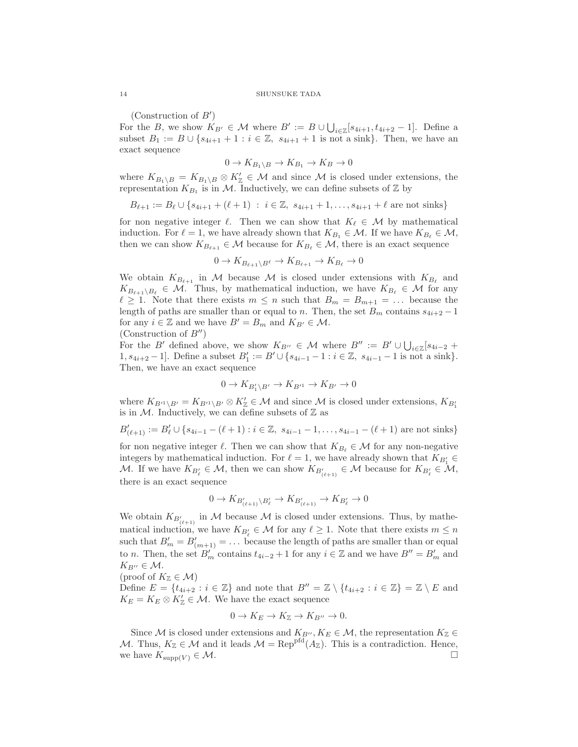(Construction of $B'$)
For the $B$, we show $K_{B'} \in \mathcal{M}$ where $B' := B \cup \bigcup_{i\in\mathbb{Z}}[s_{4i+1}, t_{4i+2} - 1]$. Define a subset $B_1 := B \cup \{s_{4i+1} + 1 : i \in \mathbb{Z},\ s_{4i+1} + 1 \text{ is not a sink}\}$. Then, we have an exact sequence

$$0 \to K_{B_1 \setminus B} \to K_{B_1} \to K_B \to 0$$

where $K_{B_1\setminus B} = K_{B_1\setminus B} \otimes K'_{\mathbb{Z}} \in \mathcal{M}$ and since $\mathcal{M}$ is closed under extensions, the representation $K_{B_1}$ is in $\mathcal{M}$. Inductively, we can define subsets of $\mathbb{Z}$ by

$$B_{\ell+1} := B_\ell \cup \{s_{4i+1} + (\ell+1)\ :\ i \in \mathbb{Z},\ s_{4i+1}+1, \ldots, s_{4i+1}+\ell \text{ are not sinks}\}$$

for non negative integer $\ell$. Then we can show that $K_\ell \in \mathcal{M}$ by mathematical induction. For $\ell = 1$, we have already shown that $K_{B_1} \in \mathcal{M}$. If we have $K_{B_\ell} \in \mathcal{M}$, then we can show $K_{B_{\ell+1}} \in \mathcal{M}$ because for $K_{B_\ell} \in \mathcal{M}$, there is an exact sequence

$$0 \to K_{B_{\ell+1}\setminus B^\ell} \to K_{B_{\ell+1}} \to K_{B_\ell} \to 0$$

We obtain $K_{B_{\ell+1}}$ in $\mathcal{M}$ because $\mathcal{M}$ is closed under extensions with $K_{B_\ell}$ and $K_{B_{\ell+1}\setminus B_\ell} \in \mathcal{M}$. Thus, by mathematical induction, we have $K_{B_\ell} \in \mathcal{M}$ for any $\ell \geq 1$. Note that there exists $m \leq n$ such that $B_m = B_{m+1} = \ldots$ because the length of paths are smaller than or equal to $n$. Then, the set $B_m$ contains $s_{4i+2} - 1$ for any $i \in \mathbb{Z}$ and we have $B' = B_m$ and $K_{B'} \in \mathcal{M}$.
(Construction of $B''$)
For the $B'$ defined above, we show $K_{B''} \in \mathcal{M}$ where $B'' := B' \cup \bigcup_{i\in\mathbb{Z}}[s_{4i-2} + 1, s_{4i+2} - 1]$. Define a subset $B'_1 := B' \cup \{s_{4i-1} - 1 : i \in \mathbb{Z},\ s_{4i-1} - 1 \text{ is not a sink}\}$. Then, we have an exact sequence

$$0 \to K_{B'_1\setminus B'} \to K_{B'^1} \to K_{B'} \to 0$$

where $K_{B'^1\setminus B'} = K_{B'^1\setminus B'} \otimes K'_{\mathbb{Z}} \in \mathcal{M}$ and since $\mathcal{M}$ is closed under extensions, $K_{B'_1}$ is in $\mathcal{M}$. Inductively, we can define subsets of $\mathbb{Z}$ as

$$B'_{(\ell+1)} := B'_\ell \cup \{s_{4i-1} - (\ell+1) : i \in \mathbb{Z},\ s_{4i-1} - 1, \ldots, s_{4i-1} - (\ell+1) \text{ are not sinks}\}$$

for non negative integer $\ell$. Then we can show that $K_{B_\ell} \in \mathcal{M}$ for any non-negative integers by mathematical induction. For $\ell = 1$, we have already shown that $K_{B'_1} \in \mathcal{M}$. If we have $K_{B'_\ell} \in \mathcal{M}$, then we can show $K_{B'_{(\ell+1)}} \in \mathcal{M}$ because for $K_{B'_\ell} \in \mathcal{M}$, there is an exact sequence

$$0 \to K_{B'_{(\ell+1)}\setminus B'_\ell} \to K_{B'_{(\ell+1)}} \to K_{B'_\ell} \to 0$$

We obtain $K_{B'_{(\ell+1)}}$ in $\mathcal{M}$ because $\mathcal{M}$ is closed under extensions. Thus, by mathematical induction, we have $K_{B'_\ell} \in \mathcal{M}$ for any $\ell \geq 1$. Note that there exists $m \leq n$ such that $B'_m = B'_{(m+1)} = \ldots$ because the length of paths are smaller than or equal to $n$. Then, the set $B'_m$ contains $t_{4i-2} + 1$ for any $i \in \mathbb{Z}$ and we have $B'' = B'_m$ and $K_{B''} \in \mathcal{M}$.
(proof of $K_{\mathbb{Z}} \in \mathcal{M}$)
Define $E = \{t_{4i+2} : i \in \mathbb{Z}\}$ and note that $B'' = \mathbb{Z} \setminus \{t_{4i+2} : i \in \mathbb{Z}\} = \mathbb{Z} \setminus E$ and $K_E = K_E \otimes K'_{\mathbb{Z}} \in \mathcal{M}$. We have the exact sequence

$$0 \to K_E \to K_{\mathbb{Z}} \to K_{B''} \to 0.$$

Since $\mathcal{M}$ is closed under extensions and $K_{B''}, K_E \in \mathcal{M}$, the representation $K_{\mathbb{Z}} \in \mathcal{M}$. Thus, $K_{\mathbb{Z}} \in \mathcal{M}$ and it leads $\mathcal{M} = \mathrm{Rep}^{\mathrm{pfd}}(A_{\mathbb{Z}})$. This is a contradiction. Hence, we have $K_{\mathrm{supp}(V)} \in \mathcal{M}$. $\square$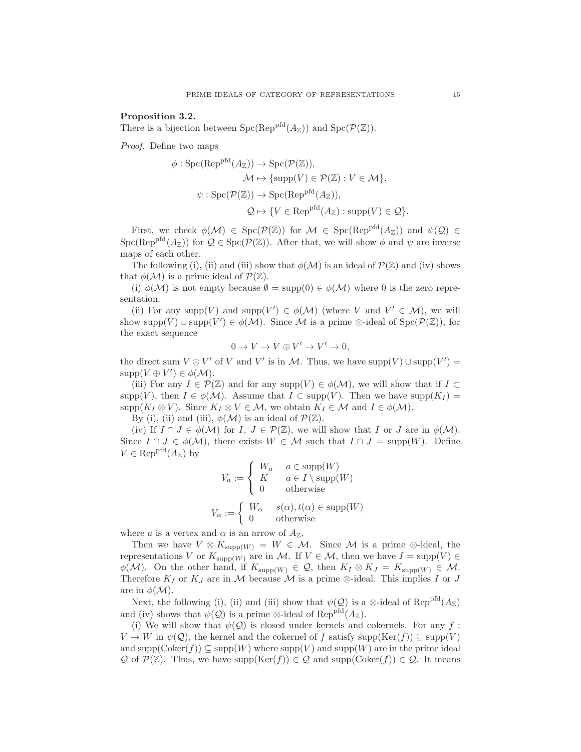**Proposition 3.2.**
There is a bijection between $\mathrm{Spc}(\mathrm{Rep}^{\mathrm{pfd}}(A_{\mathbb{Z}}))$ and $\mathrm{Spc}(\mathcal{P}(\mathbb{Z}))$.

*Proof.* Define two maps

$$
\begin{aligned}
\phi : \mathrm{Spc}(\mathrm{Rep}^{\mathrm{pfd}}(A_{\mathbb{Z}})) &\to \mathrm{Spc}(\mathcal{P}(\mathbb{Z})), \\
\mathcal{M} &\mapsto \{\mathrm{supp}(V) \in \mathcal{P}(\mathbb{Z}) : V \in \mathcal{M}\}, \\
\psi : \mathrm{Spc}(\mathcal{P}(\mathbb{Z})) &\to \mathrm{Spc}(\mathrm{Rep}^{\mathrm{pfd}}(A_{\mathbb{Z}})), \\
\mathcal{Q} &\mapsto \{V \in \mathrm{Rep}^{\mathrm{pfd}}(A_{\mathbb{Z}}) : \mathrm{supp}(V) \in \mathcal{Q}\}.
\end{aligned}
$$

First, we check $\phi(\mathcal{M}) \in \mathrm{Spc}(\mathcal{P}(\mathbb{Z}))$ for $\mathcal{M} \in \mathrm{Spc}(\mathrm{Rep}^{\mathrm{pfd}}(A_{\mathbb{Z}}))$ and $\psi(\mathcal{Q}) \in \mathrm{Spc}(\mathrm{Rep}^{\mathrm{pfd}}(A_{\mathbb{Z}}))$ for $\mathcal{Q} \in \mathrm{Spc}(\mathcal{P}(\mathbb{Z}))$. After that, we will show $\phi$ and $\psi$ are inverse maps of each other.

The following (i), (ii) and (iii) show that $\phi(\mathcal{M})$ is an ideal of $\mathcal{P}(\mathbb{Z})$ and (iv) shows that $\phi(\mathcal{M})$ is a prime ideal of $\mathcal{P}(\mathbb{Z})$.

(i) $\phi(\mathcal{M})$ is not empty because $\emptyset = \mathrm{supp}(0) \in \phi(\mathcal{M})$ where 0 is the zero representation.

(ii) For any $\mathrm{supp}(V)$ and $\mathrm{supp}(V') \in \phi(\mathcal{M})$ (where $V$ and $V' \in \mathcal{M}$), we will show $\mathrm{supp}(V) \cup \mathrm{supp}(V') \in \phi(\mathcal{M})$. Since $\mathcal{M}$ is a prime $\otimes$-ideal of $\mathrm{Spc}(\mathcal{P}(\mathbb{Z}))$, for the exact sequence

$$0 \to V \to V \oplus V' \to V' \to 0,$$

the direct sum $V \oplus V'$ of $V$ and $V'$ is in $\mathcal{M}$. Thus, we have $\mathrm{supp}(V) \cup \mathrm{supp}(V') = \mathrm{supp}(V \oplus V') \in \phi(\mathcal{M})$.

(iii) For any $I \in \mathcal{P}(\mathbb{Z})$ and for any $\mathrm{supp}(V) \in \phi(\mathcal{M})$, we will show that if $I \subset \mathrm{supp}(V)$, then $I \in \phi(\mathcal{M})$. Assume that $I \subset \mathrm{supp}(V)$. Then we have $\mathrm{supp}(K_I) = \mathrm{supp}(K_I \otimes V)$. Since $K_I \otimes V \in \mathcal{M}$, we obtain $K_I \in \mathcal{M}$ and $I \in \phi(\mathcal{M})$.

By (i), (ii) and (iii), $\phi(\mathcal{M})$ is an ideal of $\mathcal{P}(\mathbb{Z})$.

(iv) If $I \cap J \in \phi(\mathcal{M})$ for $I,\ J \in \mathcal{P}(\mathbb{Z})$, we will show that $I$ or $J$ are in $\phi(\mathcal{M})$. Since $I \cap J \in \phi(\mathcal{M})$, there exists $W \in \mathcal{M}$ such that $I \cap J = \mathrm{supp}(W)$. Define $V \in \mathrm{Rep}^{\mathrm{pfd}}(A_{\mathbb{Z}})$ by

$$V_a := \begin{cases} W_a & a \in \mathrm{supp}(W) \\ K & a \in I \setminus \mathrm{supp}(W) \\ 0 & \text{otherwise} \end{cases}$$

$$V_\alpha := \begin{cases} W_\alpha & s(\alpha), t(\alpha) \in \mathrm{supp}(W) \\ 0 & \text{otherwise} \end{cases}$$

where $a$ is a vertex and $\alpha$ is an arrow of $A_{\mathbb{Z}}$.

Then we have $V \otimes K_{\mathrm{supp}(W)} = W \in \mathcal{M}$. Since $\mathcal{M}$ is a prime $\otimes$-ideal, the representations $V$ or $K_{\mathrm{supp}(W)}$ are in $\mathcal{M}$. If $V \in \mathcal{M}$, then we have $I = \mathrm{supp}(V) \in \phi(\mathcal{M})$. On the other hand, if $K_{\mathrm{supp}(W)} \in \mathcal{Q}$, then $K_I \otimes K_J = K_{\mathrm{supp}(W)} \in \mathcal{M}$. Therefore $K_I$ or $K_J$ are in $\mathcal{M}$ because $\mathcal{M}$ is a prime $\otimes$-ideal. This implies $I$ or $J$ are in $\phi(\mathcal{M})$.

Next, the following (i), (ii) and (iii) show that $\psi(\mathcal{Q})$ is a $\otimes$-ideal of $\mathrm{Rep}^{\mathrm{pfd}}(A_{\mathbb{Z}})$ and (iv) shows that $\psi(\mathcal{Q})$ is a prime $\otimes$-ideal of $\mathrm{Rep}^{\mathrm{pfd}}(A_{\mathbb{Z}})$.

(i) We will show that $\psi(\mathcal{Q})$ is closed under kernels and cokernels. For any $f : V \to W$ in $\psi(\mathcal{Q})$, the kernel and the cokernel of $f$ satisfy $\mathrm{supp}(\mathrm{Ker}(f)) \subseteq \mathrm{supp}(V)$ and $\mathrm{supp}(\mathrm{Coker}(f)) \subseteq \mathrm{supp}(W)$ where $\mathrm{supp}(V)$ and $\mathrm{supp}(W)$ are in the prime ideal $\mathcal{Q}$ of $\mathcal{P}(\mathbb{Z})$. Thus, we have $\mathrm{supp}(\mathrm{Ker}(f)) \in \mathcal{Q}$ and $\mathrm{supp}(\mathrm{Coker}(f)) \in \mathcal{Q}$. It means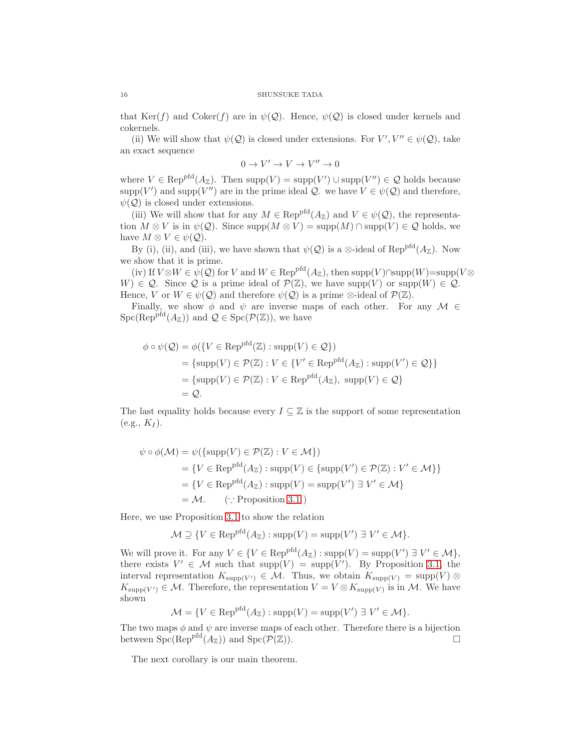that $\mathrm{Ker}(f)$ and $\mathrm{Coker}(f)$ are in $\psi(\mathcal{Q})$. Hence, $\psi(\mathcal{Q})$ is closed under kernels and cokernels.

(ii) We will show that $\psi(\mathcal{Q})$ is closed under extensions. For $V', V'' \in \psi(\mathcal{Q})$, take an exact sequence

$$0 \to V' \to V \to V'' \to 0$$

where $V \in \mathrm{Rep}^{\mathrm{pfd}}(A_{\mathbb{Z}})$. Then $\mathrm{supp}(V) = \mathrm{supp}(V') \cup \mathrm{supp}(V'') \in \mathcal{Q}$ holds because $\mathrm{supp}(V')$ and $\mathrm{supp}(V'')$ are in the prime ideal $\mathcal{Q}$. we have $V \in \psi(\mathcal{Q})$ and therefore, $\psi(\mathcal{Q})$ is closed under extensions.

(iii) We will show that for any $M \in \mathrm{Rep}^{\mathrm{pfd}}(A_{\mathbb{Z}})$ and $V \in \psi(\mathcal{Q})$, the representation $M \otimes V$ is in $\psi(\mathcal{Q})$. Since $\mathrm{supp}(M \otimes V) = \mathrm{supp}(M) \cap \mathrm{supp}(V) \in \mathcal{Q}$ holds, we have $M \otimes V \in \psi(\mathcal{Q})$.

By (i), (ii), and (iii), we have shown that $\psi(\mathcal{Q})$ is a $\otimes$-ideal of $\mathrm{Rep}^{\mathrm{pfd}}(A_{\mathbb{Z}})$. Now we show that it is prime.

(iv) If $V \otimes W \in \psi(\mathcal{Q})$ for $V$ and $W \in \mathrm{Rep}^{\mathrm{pfd}}(A_{\mathbb{Z}})$, then $\mathrm{supp}(V) \cap \mathrm{supp}(W) = \mathrm{supp}(V \otimes W) \in \mathcal{Q}$. Since $\mathcal{Q}$ is a prime ideal of $\mathcal{P}(\mathbb{Z})$, we have $\mathrm{supp}(V)$ or $\mathrm{supp}(W) \in \mathcal{Q}$. Hence, $V$ or $W \in \psi(\mathcal{Q})$ and therefore $\psi(\mathcal{Q})$ is a prime $\otimes$-ideal of $\mathcal{P}(\mathbb{Z})$.

Finally, we show $\phi$ and $\psi$ are inverse maps of each other. For any $\mathcal{M} \in \mathrm{Spc}(\mathrm{Rep}^{\mathrm{pfd}}(A_{\mathbb{Z}}))$ and $\mathcal{Q} \in \mathrm{Spc}(\mathcal{P}(\mathbb{Z}))$, we have

$$\begin{aligned}
\phi \circ \psi(\mathcal{Q}) &= \phi(\{V \in \mathrm{Rep}^{\mathrm{pfd}}(\mathbb{Z}) : \mathrm{supp}(V) \in \mathcal{Q}\}) \\
&= \{\mathrm{supp}(V) \in \mathcal{P}(\mathbb{Z}) : V \in \{V' \in \mathrm{Rep}^{\mathrm{pfd}}(A_{\mathbb{Z}}) : \mathrm{supp}(V') \in \mathcal{Q}\}\} \\
&= \{\mathrm{supp}(V) \in \mathcal{P}(\mathbb{Z}) : V \in \mathrm{Rep}^{\mathrm{pfd}}(A_{\mathbb{Z}}),\ \mathrm{supp}(V) \in \mathcal{Q}\} \\
&= \mathcal{Q}.
\end{aligned}$$

The last equality holds because every $I \subseteq \mathbb{Z}$ is the support of some representation (e.g., $K_I$).

$$\begin{aligned}
\psi \circ \phi(\mathcal{M}) &= \psi(\{\mathrm{supp}(V) \in \mathcal{P}(\mathbb{Z}) : V \in \mathcal{M}\}) \\
&= \{V \in \mathrm{Rep}^{\mathrm{pfd}}(A_{\mathbb{Z}}) : \mathrm{supp}(V) \in \{\mathrm{supp}(V') \in \mathcal{P}(\mathbb{Z}) : V' \in \mathcal{M}\}\} \\
&= \{V \in \mathrm{Rep}^{\mathrm{pfd}}(A_{\mathbb{Z}}) : \mathrm{supp}(V) = \mathrm{supp}(V')\ \exists\, V' \in \mathcal{M}\} \\
&= \mathcal{M}. \qquad (\because \text{Proposition 3.1})
\end{aligned}$$

Here, we use Proposition 3.1 to show the relation

$$\mathcal{M} \supseteq \{V \in \mathrm{Rep}^{\mathrm{pfd}}(A_{\mathbb{Z}}) : \mathrm{supp}(V) = \mathrm{supp}(V')\ \exists\, V' \in \mathcal{M}\}.$$

We will prove it. For any $V \in \{V \in \mathrm{Rep}^{\mathrm{pfd}}(A_{\mathbb{Z}}) : \mathrm{supp}(V) = \mathrm{supp}(V')\ \exists\, V' \in \mathcal{M}\}$, there exists $V' \in \mathcal{M}$ such that $\mathrm{supp}(V) = \mathrm{supp}(V')$. By Proposition 3.1, the interval representation $K_{\mathrm{supp}(V')} \in \mathcal{M}$. Thus, we obtain $K_{\mathrm{supp}(V)} = \mathrm{supp}(V) \otimes K_{\mathrm{supp}(V')} \in \mathcal{M}$. Therefore, the representation $V = V \otimes K_{\mathrm{supp}(V)}$ is in $\mathcal{M}$. We have shown

$$\mathcal{M} = \{V \in \mathrm{Rep}^{\mathrm{pfd}}(A_{\mathbb{Z}}) : \mathrm{supp}(V) = \mathrm{supp}(V')\ \exists\, V' \in \mathcal{M}\}.$$

The two maps $\phi$ and $\psi$ are inverse maps of each other. Therefore there is a bijection between $\mathrm{Spc}(\mathrm{Rep}^{\mathrm{pfd}}(A_{\mathbb{Z}}))$ and $\mathrm{Spc}(\mathcal{P}(\mathbb{Z}))$. $\square$

The next corollary is our main theorem.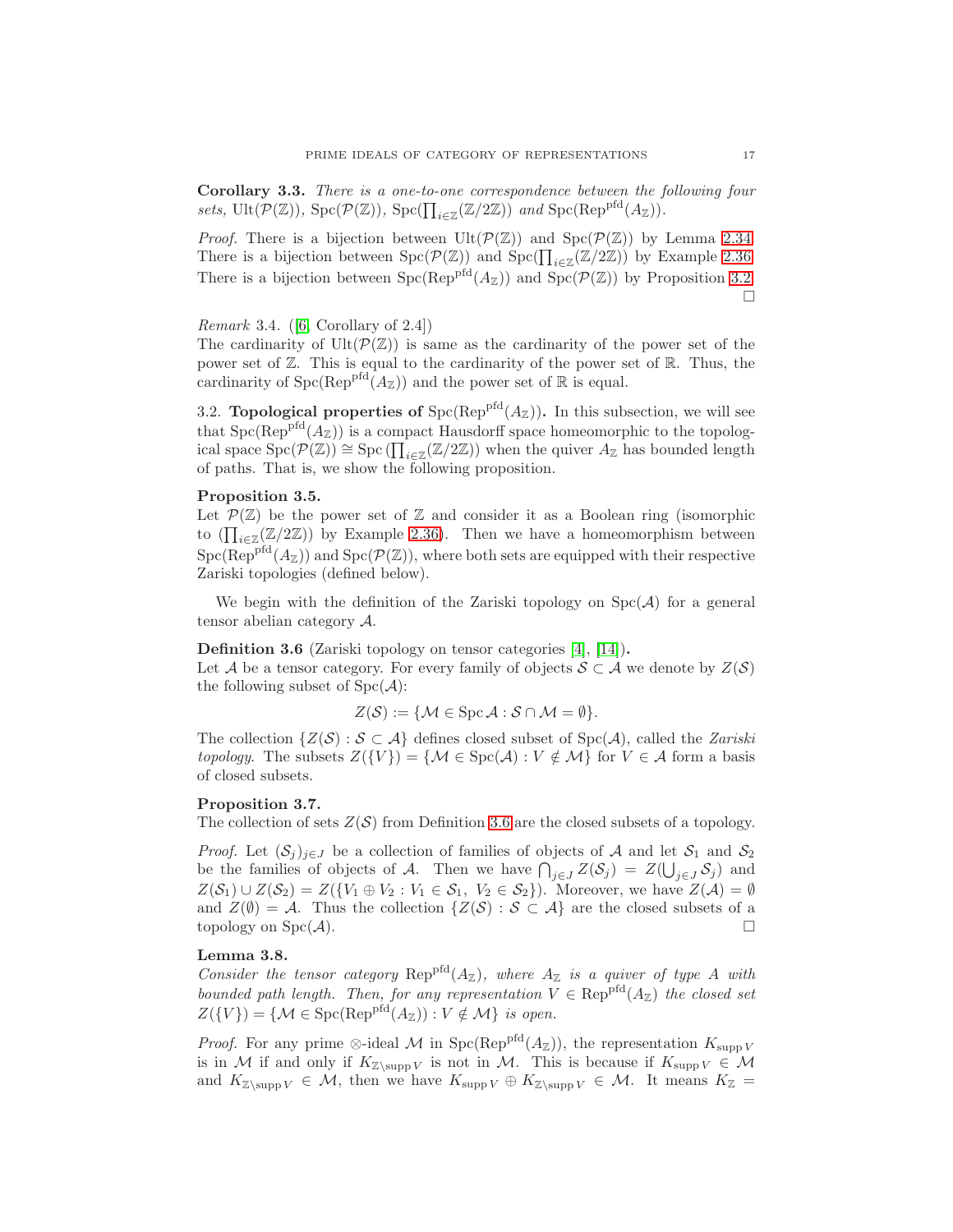**Corollary 3.3.** *There is a one-to-one correspondence between the following four sets,* $\mathrm{Ult}(\mathcal{P}(\mathbb{Z}))$*,* $\mathrm{Spc}(\mathcal{P}(\mathbb{Z}))$*,* $\mathrm{Spc}(\prod_{i\in\mathbb{Z}}(\mathbb{Z}/2\mathbb{Z}))$ *and* $\mathrm{Spc}(\mathrm{Rep}^{\mathrm{pfd}}(A_{\mathbb{Z}}))$*.*

*Proof.* There is a bijection between $\mathrm{Ult}(\mathcal{P}(\mathbb{Z}))$ and $\mathrm{Spc}(\mathcal{P}(\mathbb{Z}))$ by Lemma 2.34. There is a bijection between $\mathrm{Spc}(\mathcal{P}(\mathbb{Z}))$ and $\mathrm{Spc}(\prod_{i\in\mathbb{Z}}(\mathbb{Z}/2\mathbb{Z}))$ by Example 2.36. There is a bijection between $\mathrm{Spc}(\mathrm{Rep}^{\mathrm{pfd}}(A_{\mathbb{Z}}))$ and $\mathrm{Spc}(\mathcal{P}(\mathbb{Z}))$ by Proposition 3.2. □

*Remark* 3.4. ([6, Corollary of 2.4])
The cardinality of $\mathrm{Ult}(\mathcal{P}(\mathbb{Z}))$ is same as the cardinality of the power set of the power set of $\mathbb{Z}$. This is equal to the cardinality of the power set of $\mathbb{R}$. Thus, the cardinality of $\mathrm{Spc}(\mathrm{Rep}^{\mathrm{pfd}}(A_{\mathbb{Z}}))$ and the power set of $\mathbb{R}$ is equal.

3.2. **Topological properties of** $\mathrm{Spc}(\mathrm{Rep}^{\mathrm{pfd}}(A_{\mathbb{Z}}))$**.** In this subsection, we will see that $\mathrm{Spc}(\mathrm{Rep}^{\mathrm{pfd}}(A_{\mathbb{Z}}))$ is a compact Hausdorff space homeomorphic to the topological space $\mathrm{Spc}(\mathcal{P}(\mathbb{Z})) \cong \mathrm{Spc}\left(\prod_{i\in\mathbb{Z}}(\mathbb{Z}/2\mathbb{Z})\right)$ when the quiver $A_{\mathbb{Z}}$ has bounded length of paths. That is, we show the following proposition.

**Proposition 3.5.**
Let $\mathcal{P}(\mathbb{Z})$ be the power set of $\mathbb{Z}$ and consider it as a Boolean ring (isomorphic to $(\prod_{i\in\mathbb{Z}}(\mathbb{Z}/2\mathbb{Z}))$ by Example 2.36). Then we have a homeomorphism between $\mathrm{Spc}(\mathrm{Rep}^{\mathrm{pfd}}(A_{\mathbb{Z}}))$ and $\mathrm{Spc}(\mathcal{P}(\mathbb{Z}))$, where both sets are equipped with their respective Zariski topologies (defined below).

We begin with the definition of the Zariski topology on $\mathrm{Spc}(\mathcal{A})$ for a general tensor abelian category $\mathcal{A}$.

**Definition 3.6** (Zariski topology on tensor categories [4], [14])**.**
Let $\mathcal{A}$ be a tensor category. For every family of objects $\mathcal{S} \subset \mathcal{A}$ we denote by $Z(\mathcal{S})$ the following subset of $\mathrm{Spc}(\mathcal{A})$:

$$Z(\mathcal{S}) := \{\mathcal{M} \in \mathrm{Spc}\,\mathcal{A} : \mathcal{S} \cap \mathcal{M} = \emptyset\}.$$

The collection $\{Z(\mathcal{S}) : \mathcal{S} \subset \mathcal{A}\}$ defines closed subset of $\mathrm{Spc}(\mathcal{A})$, called the *Zariski topology*. The subsets $Z(\{V\}) = \{\mathcal{M} \in \mathrm{Spc}(\mathcal{A}) : V \notin \mathcal{M}\}$ for $V \in \mathcal{A}$ form a basis of closed subsets.

**Proposition 3.7.**
The collection of sets $Z(\mathcal{S})$ from Definition 3.6 are the closed subsets of a topology.

*Proof.* Let $(\mathcal{S}_j)_{j\in J}$ be a collection of families of objects of $\mathcal{A}$ and let $\mathcal{S}_1$ and $\mathcal{S}_2$ be the families of objects of $\mathcal{A}$. Then we have $\bigcap_{j\in J} Z(\mathcal{S}_j) = Z(\bigcup_{j\in J}\mathcal{S}_j)$ and $Z(\mathcal{S}_1) \cup Z(\mathcal{S}_2) = Z(\{V_1 \oplus V_2 : V_1 \in \mathcal{S}_1,\ V_2 \in \mathcal{S}_2\})$. Moreover, we have $Z(\mathcal{A}) = \emptyset$ and $Z(\emptyset) = \mathcal{A}$. Thus the collection $\{Z(\mathcal{S}) : \mathcal{S} \subset \mathcal{A}\}$ are the closed subsets of a topology on $\mathrm{Spc}(\mathcal{A})$. □

**Lemma 3.8.**
*Consider the tensor category* $\mathrm{Rep}^{\mathrm{pfd}}(A_{\mathbb{Z}})$*, where* $A_{\mathbb{Z}}$ *is a quiver of type A with bounded path length. Then, for any representation* $V \in \mathrm{Rep}^{\mathrm{pfd}}(A_{\mathbb{Z}})$ *the closed set* $Z(\{V\}) = \{\mathcal{M} \in \mathrm{Spc}(\mathrm{Rep}^{\mathrm{pfd}}(A_{\mathbb{Z}})) : V \notin \mathcal{M}\}$ *is open.*

*Proof.* For any prime $\otimes$-ideal $\mathcal{M}$ in $\mathrm{Spc}(\mathrm{Rep}^{\mathrm{pfd}}(A_{\mathbb{Z}}))$, the representation $K_{\mathrm{supp}\,V}$ is in $\mathcal{M}$ if and only if $K_{\mathbb{Z}\setminus\mathrm{supp}\,V}$ is not in $\mathcal{M}$. This is because if $K_{\mathrm{supp}\,V} \in \mathcal{M}$ and $K_{\mathbb{Z}\setminus\mathrm{supp}\,V} \in \mathcal{M}$, then we have $K_{\mathrm{supp}\,V} \oplus K_{\mathbb{Z}\setminus\mathrm{supp}\,V} \in \mathcal{M}$. It means $K_{\mathbb{Z}} =$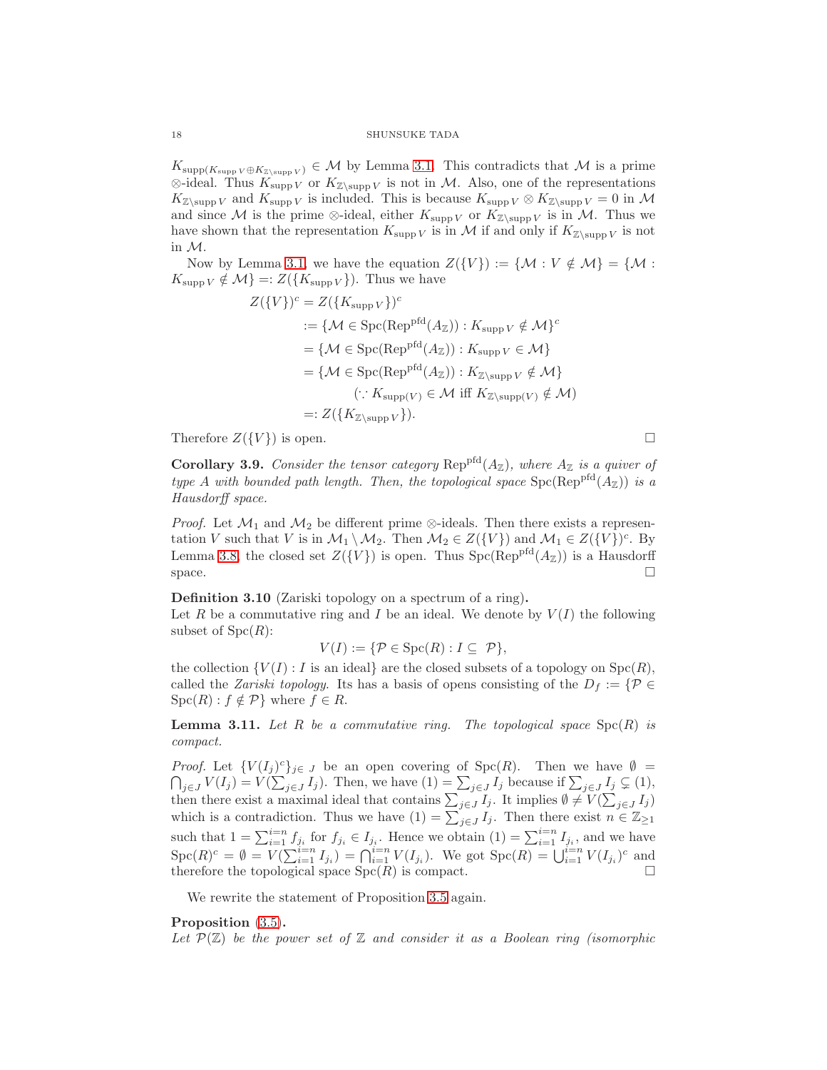$K_{\mathrm{supp}(K_{\mathrm{supp}\,V}\oplus K_{\mathbb{Z}\setminus\mathrm{supp}\,V})}\in\mathcal{M}$ by Lemma 3.1. This contradicts that $\mathcal{M}$ is a prime $\otimes$-ideal. Thus $K_{\mathrm{supp}\,V}$ or $K_{\mathbb{Z}\setminus\mathrm{supp}\,V}$ is not in $\mathcal{M}$. Also, one of the representations $K_{\mathbb{Z}\setminus\mathrm{supp}\,V}$ and $K_{\mathrm{supp}\,V}$ is included. This is because $K_{\mathrm{supp}\,V}\otimes K_{\mathbb{Z}\setminus\mathrm{supp}\,V}=0$ in $\mathcal{M}$ and since $\mathcal{M}$ is the prime $\otimes$-ideal, either $K_{\mathrm{supp}\,V}$ or $K_{\mathbb{Z}\setminus\mathrm{supp}\,V}$ is in $\mathcal{M}$. Thus we have shown that the representation $K_{\mathrm{supp}\,V}$ is in $\mathcal{M}$ if and only if $K_{\mathbb{Z}\setminus\mathrm{supp}\,V}$ is not in $\mathcal{M}$.

Now by Lemma 3.1, we have the equation $Z(\{V\}):=\{\mathcal{M}:V\notin\mathcal{M}\}=\{\mathcal{M}:K_{\mathrm{supp}\,V}\notin\mathcal{M}\}=:Z(\{K_{\mathrm{supp}\,V}\})$. Thus we have

$$
\begin{aligned}
Z(\{V\})^c &= Z(\{K_{\mathrm{supp}\,V}\})^c\\
&:= \{\mathcal{M}\in\mathrm{Spc}(\mathrm{Rep}^{\mathrm{pfd}}(A_{\mathbb{Z}})) : K_{\mathrm{supp}\,V}\notin\mathcal{M}\}^c\\
&= \{\mathcal{M}\in\mathrm{Spc}(\mathrm{Rep}^{\mathrm{pfd}}(A_{\mathbb{Z}})) : K_{\mathrm{supp}\,V}\in\mathcal{M}\}\\
&= \{\mathcal{M}\in\mathrm{Spc}(\mathrm{Rep}^{\mathrm{pfd}}(A_{\mathbb{Z}})) : K_{\mathbb{Z}\setminus\mathrm{supp}\,V}\notin\mathcal{M}\}\\
&\qquad (\because K_{\mathrm{supp}(V)}\in\mathcal{M} \text{ iff } K_{\mathbb{Z}\setminus\mathrm{supp}(V)}\notin\mathcal{M})\\
&=: Z(\{K_{\mathbb{Z}\setminus\mathrm{supp}\,V}\}).
\end{aligned}
$$

Therefore $Z(\{V\})$ is open. $\square$

**Corollary 3.9.** *Consider the tensor category $\mathrm{Rep}^{\mathrm{pfd}}(A_{\mathbb{Z}})$, where $A_{\mathbb{Z}}$ is a quiver of type A with bounded path length. Then, the topological space $\mathrm{Spc}(\mathrm{Rep}^{\mathrm{pfd}}(A_{\mathbb{Z}}))$ is a Hausdorff space.*

*Proof.* Let $\mathcal{M}_1$ and $\mathcal{M}_2$ be different prime $\otimes$-ideals. Then there exists a representation $V$ such that $V$ is in $\mathcal{M}_1\setminus\mathcal{M}_2$. Then $\mathcal{M}_2\in Z(\{V\})$ and $\mathcal{M}_1\in Z(\{V\})^c$. By Lemma 3.8, the closed set $Z(\{V\})$ is open. Thus $\mathrm{Spc}(\mathrm{Rep}^{\mathrm{pfd}}(A_{\mathbb{Z}}))$ is a Hausdorff space. $\square$

**Definition 3.10** (Zariski topology on a spectrum of a ring)**.**
Let $R$ be a commutative ring and $I$ be an ideal. We denote by $V(I)$ the following subset of $\mathrm{Spc}(R)$:

$$V(I):=\{\mathcal{P}\in\mathrm{Spc}(R): I\subseteq\ \mathcal{P}\},$$

the collection $\{V(I): I \text{ is an ideal}\}$ are the closed subsets of a topology on $\mathrm{Spc}(R)$, called the *Zariski topology*. Its has a basis of opens consisting of the $D_f:=\{\mathcal{P}\in\mathrm{Spc}(R): f\notin\mathcal{P}\}$ where $f\in R$.

**Lemma 3.11.** *Let $R$ be a commutative ring. The topological space $\mathrm{Spc}(R)$ is compact.*

*Proof.* Let $\{V(I_j)^c\}_{j\in\ J}$ be an open covering of $\mathrm{Spc}(R)$. Then we have $\emptyset=\bigcap_{j\in J}V(I_j)=V(\sum_{j\in J}I_j)$. Then, we have $(1)=\sum_{j\in J}I_j$ because if $\sum_{j\in J}I_j\subsetneq(1)$, then there exist a maximal ideal that contains $\sum_{j\in J}I_j$. It implies $\emptyset\neq V(\sum_{j\in J}I_j)$ which is a contradiction. Thus we have $(1)=\sum_{j\in J}I_j$. Then there exist $n\in\mathbb{Z}_{\geq1}$ such that $1=\sum_{i=1}^{i=n}f_{j_i}$ for $f_{j_i}\in I_{j_i}$. Hence we obtain $(1)=\sum_{i=1}^{i=n}I_{j_i}$, and we have $\mathrm{Spc}(R)^c=\emptyset=V(\sum_{i=1}^{i=n}I_{j_i})=\bigcap_{i=1}^{i=n}V(I_{j_i})$. We got $\mathrm{Spc}(R)=\bigcup_{i=1}^{i=n}V(I_{j_i})^c$ and therefore the topological space $\mathrm{Spc}(R)$ is compact. $\square$

We rewrite the statement of Proposition 3.5 again.

**Proposition** (3.5)**.**
*Let $\mathcal{P}(\mathbb{Z})$ be the power set of $\mathbb{Z}$ and consider it as a Boolean ring (isomorphic*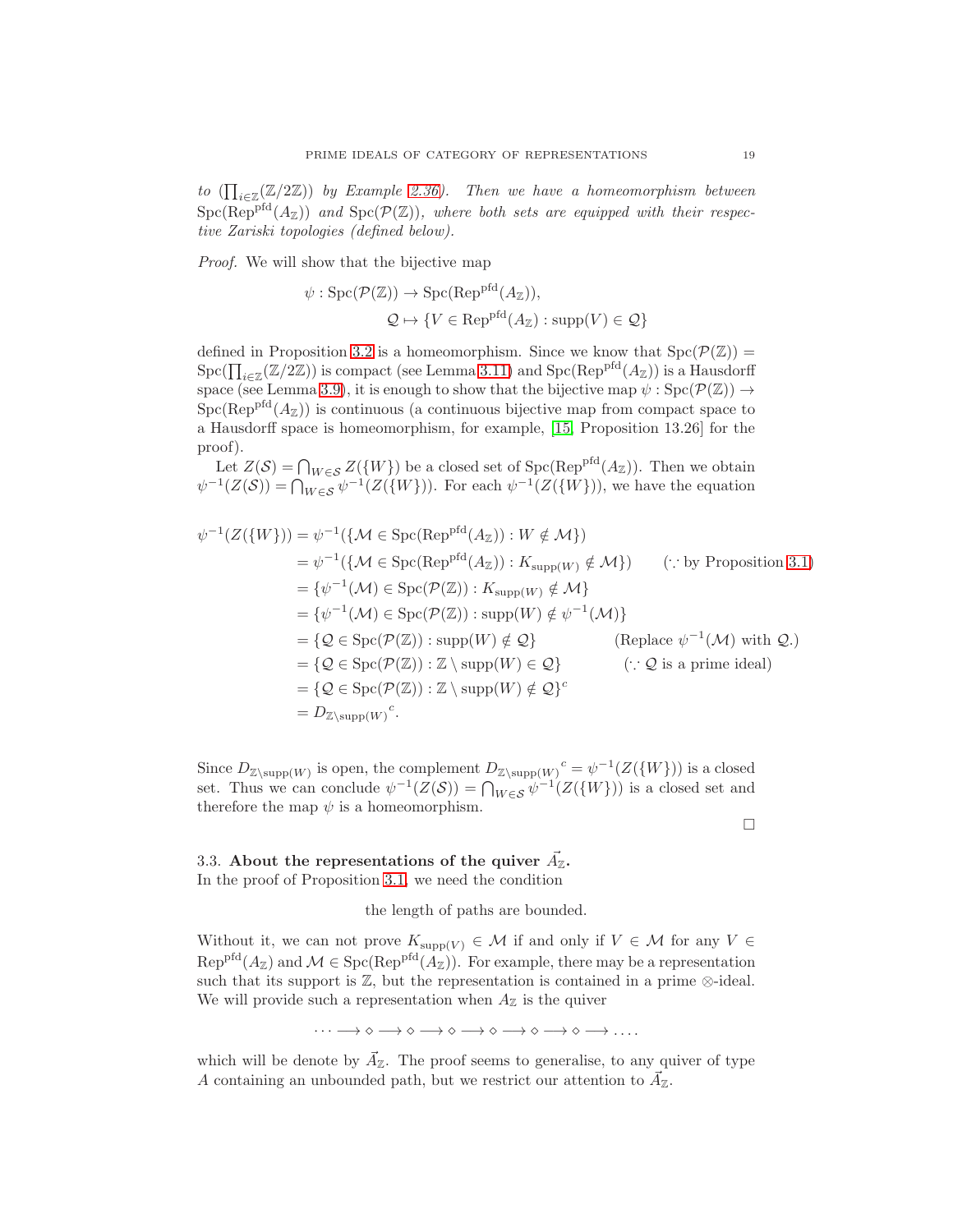*to* $(\prod_{i\in\mathbb{Z}}(\mathbb{Z}/2\mathbb{Z}))$ *by Example 2.36). Then we have a homeomorphism between* $\mathrm{Spc}(\mathrm{Rep}^{\mathrm{pfd}}(A_{\mathbb{Z}}))$ *and* $\mathrm{Spc}(\mathcal{P}(\mathbb{Z}))$*, where both sets are equipped with their respective Zariski topologies (defined below).*

*Proof.* We will show that the bijective map

$$\psi : \mathrm{Spc}(\mathcal{P}(\mathbb{Z})) \to \mathrm{Spc}(\mathrm{Rep}^{\mathrm{pfd}}(A_{\mathbb{Z}})),$$
$$\mathcal{Q} \mapsto \{V \in \mathrm{Rep}^{\mathrm{pfd}}(A_{\mathbb{Z}}) : \mathrm{supp}(V) \in \mathcal{Q}\}$$

defined in Proposition 3.2 is a homeomorphism. Since we know that $\mathrm{Spc}(\mathcal{P}(\mathbb{Z})) = \mathrm{Spc}(\prod_{i\in\mathbb{Z}}(\mathbb{Z}/2\mathbb{Z}))$ is compact (see Lemma 3.11) and $\mathrm{Spc}(\mathrm{Rep}^{\mathrm{pfd}}(A_{\mathbb{Z}}))$ is a Hausdorff space (see Lemma 3.9), it is enough to show that the bijective map $\psi : \mathrm{Spc}(\mathcal{P}(\mathbb{Z})) \to \mathrm{Spc}(\mathrm{Rep}^{\mathrm{pfd}}(A_{\mathbb{Z}}))$ is continuous (a continuous bijective map from compact space to a Hausdorff space is homeomorphism, for example, [15, Proposition 13.26] for the proof).

Let $Z(\mathcal{S}) = \bigcap_{W\in\mathcal{S}} Z(\{W\})$ be a closed set of $\mathrm{Spc}(\mathrm{Rep}^{\mathrm{pfd}}(A_{\mathbb{Z}}))$. Then we obtain $\psi^{-1}(Z(\mathcal{S})) = \bigcap_{W\in\mathcal{S}} \psi^{-1}(Z(\{W\}))$. For each $\psi^{-1}(Z(\{W\}))$, we have the equation

$$\begin{aligned}
\psi^{-1}(Z(\{W\})) &= \psi^{-1}(\{\mathcal{M} \in \mathrm{Spc}(\mathrm{Rep}^{\mathrm{pfd}}(A_{\mathbb{Z}})) : W \notin \mathcal{M}\}) \\
&= \psi^{-1}(\{\mathcal{M} \in \mathrm{Spc}(\mathrm{Rep}^{\mathrm{pfd}}(A_{\mathbb{Z}})) : K_{\mathrm{supp}(W)} \notin \mathcal{M}\}) \qquad (\because \text{by Proposition 3.1}) \\
&= \{\psi^{-1}(\mathcal{M}) \in \mathrm{Spc}(\mathcal{P}(\mathbb{Z})) : K_{\mathrm{supp}(W)} \notin \mathcal{M}\} \\
&= \{\psi^{-1}(\mathcal{M}) \in \mathrm{Spc}(\mathcal{P}(\mathbb{Z})) : \mathrm{supp}(W) \notin \psi^{-1}(\mathcal{M})\} \\
&= \{\mathcal{Q} \in \mathrm{Spc}(\mathcal{P}(\mathbb{Z})) : \mathrm{supp}(W) \notin \mathcal{Q}\} \qquad (\text{Replace } \psi^{-1}(\mathcal{M}) \text{ with } \mathcal{Q}.) \\
&= \{\mathcal{Q} \in \mathrm{Spc}(\mathcal{P}(\mathbb{Z})) : \mathbb{Z} \setminus \mathrm{supp}(W) \in \mathcal{Q}\} \qquad (\because \mathcal{Q} \text{ is a prime ideal}) \\
&= \{\mathcal{Q} \in \mathrm{Spc}(\mathcal{P}(\mathbb{Z})) : \mathbb{Z} \setminus \mathrm{supp}(W) \notin \mathcal{Q}\}^{c} \\
&= {D_{\mathbb{Z}\setminus\mathrm{supp}(W)}}^{c}.
\end{aligned}$$

Since $D_{\mathbb{Z}\setminus\mathrm{supp}(W)}$ is open, the complement ${D_{\mathbb{Z}\setminus\mathrm{supp}(W)}}^{c} = \psi^{-1}(Z(\{W\}))$ is a closed set. Thus we can conclude $\psi^{-1}(Z(\mathcal{S})) = \bigcap_{W\in\mathcal{S}} \psi^{-1}(Z(\{W\}))$ is a closed set and therefore the map $\psi$ is a homeomorphism.

□

### 3.3. About the representations of the quiver $\vec{A}_{\mathbb{Z}}$.

In the proof of Proposition 3.1, we need the condition

the length of paths are bounded.

Without it, we can not prove $K_{\mathrm{supp}(V)} \in \mathcal{M}$ if and only if $V \in \mathcal{M}$ for any $V \in \mathrm{Rep}^{\mathrm{pfd}}(A_{\mathbb{Z}})$ and $\mathcal{M} \in \mathrm{Spc}(\mathrm{Rep}^{\mathrm{pfd}}(A_{\mathbb{Z}}))$. For example, there may be a representation such that its support is $\mathbb{Z}$, but the representation is contained in a prime $\otimes$-ideal. We will provide such a representation when $A_{\mathbb{Z}}$ is the quiver

$$\cdots \longrightarrow \diamond \longrightarrow \diamond \longrightarrow \diamond \longrightarrow \diamond \longrightarrow \diamond \longrightarrow \diamond \longrightarrow \cdots.$$

which will be denote by $\vec{A}_{\mathbb{Z}}$. The proof seems to generalise, to any quiver of type $A$ containing an unbounded path, but we restrict our attention to $\vec{A}_{\mathbb{Z}}$.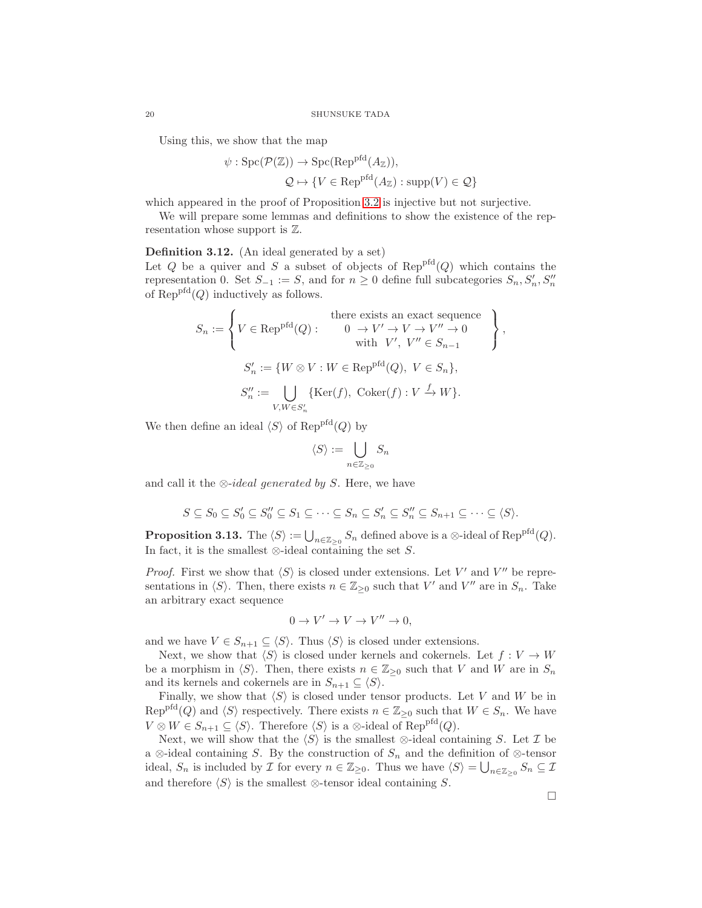Using this, we show that the map

$$\psi : \mathrm{Spc}(\mathcal{P}(\mathbb{Z})) \to \mathrm{Spc}(\mathrm{Rep}^{\mathrm{pfd}}(A_{\mathbb{Z}})),$$
$$\mathcal{Q} \mapsto \{V \in \mathrm{Rep}^{\mathrm{pfd}}(A_{\mathbb{Z}}) : \mathrm{supp}(V) \in \mathcal{Q}\}$$

which appeared in the proof of Proposition 3.2 is injective but not surjective.

We will prepare some lemmas and definitions to show the existence of the representation whose support is $\mathbb{Z}$.

**Definition 3.12.** (An ideal generated by a set)
Let $Q$ be a quiver and $S$ a subset of objects of $\mathrm{Rep}^{\mathrm{pfd}}(Q)$ which contains the representation 0. Set $S_{-1} := S$, and for $n \geq 0$ define full subcategories $S_n, S'_n, S''_n$ of $\mathrm{Rep}^{\mathrm{pfd}}(Q)$ inductively as follows.

$$S_n := \left\{ V \in \mathrm{Rep}^{\mathrm{pfd}}(Q) : \begin{array}{c} \text{there exists an exact sequence} \\ 0 \to V' \to V \to V'' \to 0 \\ \text{with } V',\ V'' \in S_{n-1} \end{array} \right\},$$

$$S'_n := \{W \otimes V : W \in \mathrm{Rep}^{\mathrm{pfd}}(Q),\ V \in S_n\},$$

$$S''_n := \bigcup_{V, W \in S'_n} \{\mathrm{Ker}(f),\ \mathrm{Coker}(f) : V \xrightarrow{f} W\}.$$

We then define an ideal $\langle S \rangle$ of $\mathrm{Rep}^{\mathrm{pfd}}(Q)$ by

$$\langle S \rangle := \bigcup_{n \in \mathbb{Z}_{\geq 0}} S_n$$

and call it the *$\otimes$-ideal generated by* $S$. Here, we have

$$S \subseteq S_0 \subseteq S'_0 \subseteq S''_0 \subseteq S_1 \subseteq \cdots \subseteq S_n \subseteq S'_n \subseteq S''_n \subseteq S_{n+1} \subseteq \cdots \subseteq \langle S \rangle.$$

**Proposition 3.13.** The $\langle S \rangle := \bigcup_{n \in \mathbb{Z}_{\geq 0}} S_n$ defined above is a $\otimes$-ideal of $\mathrm{Rep}^{\mathrm{pfd}}(Q)$. In fact, it is the smallest $\otimes$-ideal containing the set $S$.

*Proof.* First we show that $\langle S \rangle$ is closed under extensions. Let $V'$ and $V''$ be representations in $\langle S \rangle$. Then, there exists $n \in \mathbb{Z}_{\geq 0}$ such that $V'$ and $V''$ are in $S_n$. Take an arbitrary exact sequence

$$0 \to V' \to V \to V'' \to 0,$$

and we have $V \in S_{n+1} \subseteq \langle S \rangle$. Thus $\langle S \rangle$ is closed under extensions.

Next, we show that $\langle S \rangle$ is closed under kernels and cokernels. Let $f : V \to W$ be a morphism in $\langle S \rangle$. Then, there exists $n \in \mathbb{Z}_{\geq 0}$ such that $V$ and $W$ are in $S_n$ and its kernels and cokernels are in $S_{n+1} \subseteq \langle S \rangle$.

Finally, we show that $\langle S \rangle$ is closed under tensor products. Let $V$ and $W$ be in $\mathrm{Rep}^{\mathrm{pfd}}(Q)$ and $\langle S \rangle$ respectively. There exists $n \in \mathbb{Z}_{\geq 0}$ such that $W \in S_n$. We have $V \otimes W \in S_{n+1} \subseteq \langle S \rangle$. Therefore $\langle S \rangle$ is a $\otimes$-ideal of $\mathrm{Rep}^{\mathrm{pfd}}(Q)$.

Next, we will show that the $\langle S \rangle$ is the smallest $\otimes$-ideal containing $S$. Let $\mathcal{I}$ be a $\otimes$-ideal containing $S$. By the construction of $S_n$ and the definition of $\otimes$-tensor ideal, $S_n$ is included by $\mathcal{I}$ for every $n \in \mathbb{Z}_{\geq 0}$. Thus we have $\langle S \rangle = \bigcup_{n \in \mathbb{Z}_{\geq 0}} S_n \subseteq \mathcal{I}$ and therefore $\langle S \rangle$ is the smallest $\otimes$-tensor ideal containing $S$.

□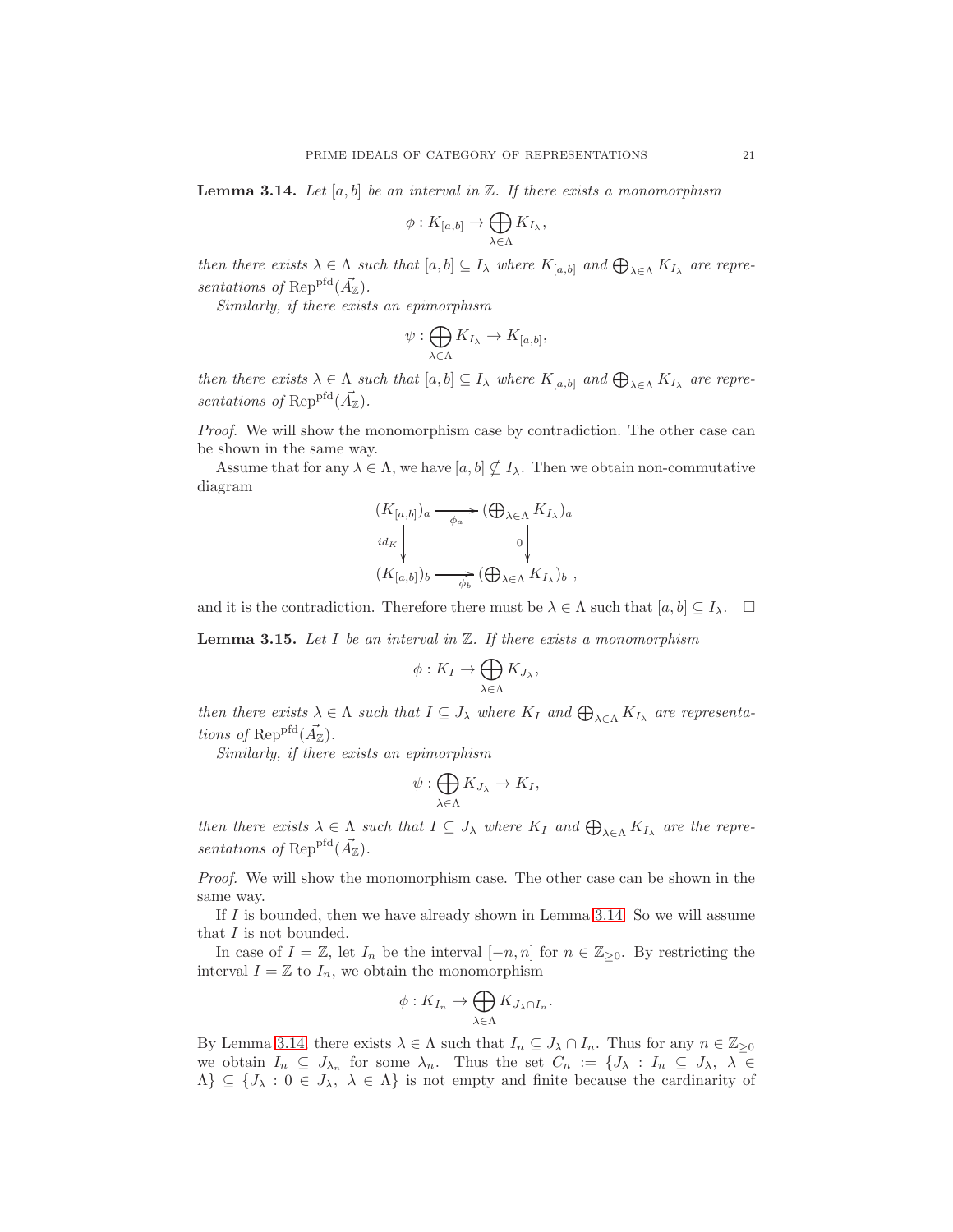**Lemma 3.14.** *Let $[a,b]$ be an interval in $\mathbb{Z}$. If there exists a monomorphism*

$$\phi : K_{[a,b]} \to \bigoplus_{\lambda \in \Lambda} K_{I_\lambda},$$

*then there exists $\lambda \in \Lambda$ such that $[a,b] \subseteq I_\lambda$ where $K_{[a,b]}$ and $\bigoplus_{\lambda \in \Lambda} K_{I_\lambda}$ are representations of $\mathrm{Rep}^{\mathrm{pfd}}(\vec{A_{\mathbb{Z}}})$.*

*Similarly, if there exists an epimorphism*

$$\psi : \bigoplus_{\lambda \in \Lambda} K_{I_\lambda} \to K_{[a,b]},$$

*then there exists $\lambda \in \Lambda$ such that $[a,b] \subseteq I_\lambda$ where $K_{[a,b]}$ and $\bigoplus_{\lambda \in \Lambda} K_{I_\lambda}$ are representations of $\mathrm{Rep}^{\mathrm{pfd}}(\vec{A_{\mathbb{Z}}})$.*

*Proof.* We will show the monomorphism case by contradiction. The other case can be shown in the same way.

Assume that for any $\lambda \in \Lambda$, we have $[a,b] \not\subseteq I_\lambda$. Then we obtain non-commutative diagram

$$\begin{array}{ccc}
(K_{[a,b]})_a & \xrightarrow{\phi_a} & (\bigoplus_{\lambda \in \Lambda} K_{I_\lambda})_a \\
\Big\downarrow{\scriptstyle id_K} & & \Big\downarrow{\scriptstyle 0} \\
(K_{[a,b]})_b & \xrightarrow{\phi_b} & (\bigoplus_{\lambda \in \Lambda} K_{I_\lambda})_b
\end{array},$$

and it is the contradiction. Therefore there must be $\lambda \in \Lambda$ such that $[a,b] \subseteq I_\lambda$. $\square$

**Lemma 3.15.** *Let $I$ be an interval in $\mathbb{Z}$. If there exists a monomorphism*

$$\phi : K_I \to \bigoplus_{\lambda \in \Lambda} K_{J_\lambda},$$

*then there exists $\lambda \in \Lambda$ such that $I \subseteq J_\lambda$ where $K_I$ and $\bigoplus_{\lambda \in \Lambda} K_{I_\lambda}$ are representations of $\mathrm{Rep}^{\mathrm{pfd}}(\vec{A_{\mathbb{Z}}})$.*

*Similarly, if there exists an epimorphism*

$$\psi : \bigoplus_{\lambda \in \Lambda} K_{J_\lambda} \to K_I,$$

*then there exists $\lambda \in \Lambda$ such that $I \subseteq J_\lambda$ where $K_I$ and $\bigoplus_{\lambda \in \Lambda} K_{I_\lambda}$ are the representations of $\mathrm{Rep}^{\mathrm{pfd}}(\vec{A_{\mathbb{Z}}})$.*

*Proof.* We will show the monomorphism case. The other case can be shown in the same way.

If $I$ is bounded, then we have already shown in Lemma 3.14. So we will assume that $I$ is not bounded.

In case of $I = \mathbb{Z}$, let $I_n$ be the interval $[-n, n]$ for $n \in \mathbb{Z}_{\geq 0}$. By restricting the interval $I = \mathbb{Z}$ to $I_n$, we obtain the monomorphism

$$\phi : K_{I_n} \to \bigoplus_{\lambda \in \Lambda} K_{J_\lambda \cap I_n}.$$

By Lemma 3.14, there exists $\lambda \in \Lambda$ such that $I_n \subseteq J_\lambda \cap I_n$. Thus for any $n \in \mathbb{Z}_{\geq 0}$ we obtain $I_n \subseteq J_{\lambda_n}$ for some $\lambda_n$. Thus the set $C_n := \{J_\lambda : I_n \subseteq J_\lambda,\ \lambda \in \Lambda\} \subseteq \{J_\lambda : 0 \in J_\lambda,\ \lambda \in \Lambda\}$ is not empty and finite because the cardinality of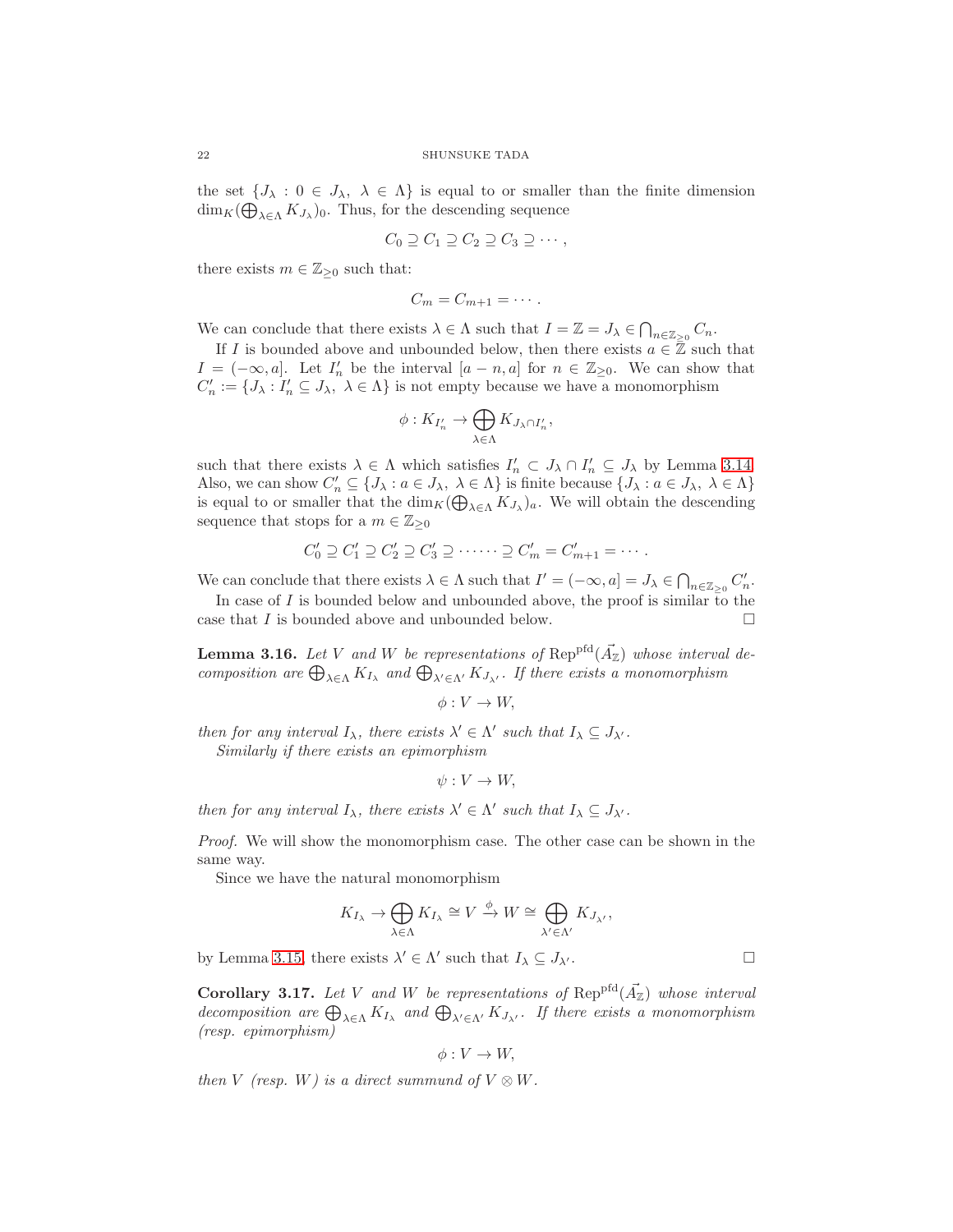the set $\{J_\lambda : 0 \in J_\lambda,\ \lambda \in \Lambda\}$ is equal to or smaller than the finite dimension $\dim_K(\bigoplus_{\lambda\in\Lambda} K_{J_\lambda})_0$. Thus, for the descending sequence

$$C_0 \supseteq C_1 \supseteq C_2 \supseteq C_3 \supseteq \cdots,$$

there exists $m \in \mathbb{Z}_{\geq 0}$ such that:

$$C_m = C_{m+1} = \cdots.$$

We can conclude that there exists $\lambda \in \Lambda$ such that $I = \mathbb{Z} = J_\lambda \in \bigcap_{n\in\mathbb{Z}_{\geq 0}} C_n$.

If $I$ is bounded above and unbounded below, then there exists $a \in \mathbb{Z}$ such that $I = (-\infty, a]$. Let $I'_n$ be the interval $[a-n, a]$ for $n \in \mathbb{Z}_{\geq 0}$. We can show that $C'_n := \{J_\lambda : I'_n \subseteq J_\lambda,\ \lambda \in \Lambda\}$ is not empty because we have a monomorphism

$$\phi : K_{I'_n} \to \bigoplus_{\lambda\in\Lambda} K_{J_\lambda \cap I'_n},$$

such that there exists $\lambda \in \Lambda$ which satisfies $I'_n \subset J_\lambda \cap I'_n \subseteq J_\lambda$ by Lemma 3.14. Also, we can show $C'_n \subseteq \{J_\lambda : a \in J_\lambda,\ \lambda \in \Lambda\}$ is finite because $\{J_\lambda : a \in J_\lambda,\ \lambda \in \Lambda\}$ is equal to or smaller that the $\dim_K(\bigoplus_{\lambda\in\Lambda} K_{J_\lambda})_a$. We will obtain the descending sequence that stops for a $m \in \mathbb{Z}_{\geq 0}$

$$C'_0 \supseteq C'_1 \supseteq C'_2 \supseteq C'_3 \supseteq \cdots\cdots \supseteq C'_m = C'_{m+1} = \cdots.$$

We can conclude that there exists $\lambda \in \Lambda$ such that $I' = (-\infty, a] = J_\lambda \in \bigcap_{n\in\mathbb{Z}_{\geq 0}} C'_n$.

In case of $I$ is bounded below and unbounded above, the proof is similar to the case that $I$ is bounded above and unbounded below. □

**Lemma 3.16.** *Let $V$ and $W$ be representations of $\mathrm{Rep}^{\mathrm{pfd}}(\vec{A_{\mathbb{Z}}})$ whose interval decomposition are $\bigoplus_{\lambda\in\Lambda} K_{I_\lambda}$ and $\bigoplus_{\lambda'\in\Lambda'} K_{J_{\lambda'}}$. If there exists a monomorphism*

$$\phi : V \to W,$$

*then for any interval $I_\lambda$, there exists $\lambda' \in \Lambda'$ such that $I_\lambda \subseteq J_{\lambda'}$.*

*Similarly if there exists an epimorphism*

$$\psi : V \to W,$$

*then for any interval $I_\lambda$, there exists $\lambda' \in \Lambda'$ such that $I_\lambda \subseteq J_{\lambda'}$.*

*Proof.* We will show the monomorphism case. The other case can be shown in the same way.

Since we have the natural monomorphism

$$K_{I_\lambda} \to \bigoplus_{\lambda\in\Lambda} K_{I_\lambda} \cong V \xrightarrow{\phi} W \cong \bigoplus_{\lambda'\in\Lambda'} K_{J_{\lambda'}},$$

by Lemma 3.15, there exists $\lambda' \in \Lambda'$ such that $I_\lambda \subseteq J_{\lambda'}$. □

**Corollary 3.17.** *Let $V$ and $W$ be representations of $\mathrm{Rep}^{\mathrm{pfd}}(\vec{A_{\mathbb{Z}}})$ whose interval decomposition are $\bigoplus_{\lambda\in\Lambda} K_{I_\lambda}$ and $\bigoplus_{\lambda'\in\Lambda'} K_{J_{\lambda'}}$. If there exists a monomorphism (resp. epimorphism)*

$$\phi : V \to W,$$

*then $V$ (resp. $W$) is a direct summund of $V \otimes W$.*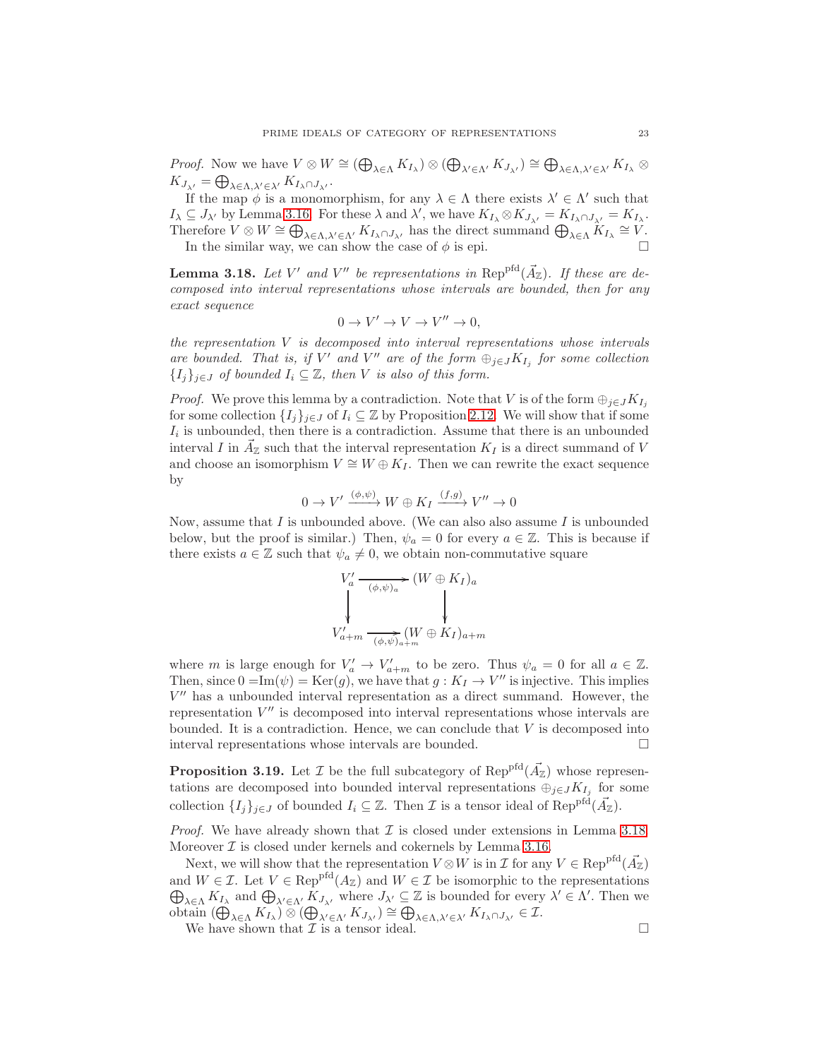*Proof.* Now we have $V \otimes W \cong (\bigoplus_{\lambda\in\Lambda} K_{I_\lambda}) \otimes (\bigoplus_{\lambda'\in\Lambda'} K_{J_{\lambda'}}) \cong \bigoplus_{\lambda\in\Lambda,\lambda'\in\lambda'} K_{I_\lambda} \otimes K_{J_{\lambda'}} = \bigoplus_{\lambda\in\Lambda,\lambda'\in\lambda'} K_{I_\lambda \cap J_{\lambda'}}$.

If the map $\phi$ is a monomorphism, for any $\lambda \in \Lambda$ there exists $\lambda' \in \Lambda'$ such that $I_\lambda \subseteq J_{\lambda'}$ by Lemma 3.16. For these $\lambda$ and $\lambda'$, we have $K_{I_\lambda} \otimes K_{J_{\lambda'}} = K_{I_\lambda \cap J_{\lambda'}} = K_{I_\lambda}$. Therefore $V \otimes W \cong \bigoplus_{\lambda\in\Lambda,\lambda'\in\Lambda'} K_{I_\lambda \cap J_{\lambda'}}$ has the direct summand $\bigoplus_{\lambda\in\Lambda} K_{I_\lambda} \cong V$.

In the similar way, we can show the case of $\phi$ is epi. □

**Lemma 3.18.** *Let $V'$ and $V''$ be representations in $\mathrm{Rep}^{\mathrm{pfd}}(\vec{A}_{\mathbb{Z}})$. If these are decomposed into interval representations whose intervals are bounded, then for any exact sequence*

$$0 \to V' \to V \to V'' \to 0,$$

*the representation $V$ is decomposed into interval representations whose intervals are bounded. That is, if $V'$ and $V''$ are of the form $\oplus_{j\in J} K_{I_j}$ for some collection $\{I_j\}_{j\in J}$ of bounded $I_i \subseteq \mathbb{Z}$, then $V$ is also of this form.*

*Proof.* We prove this lemma by a contradiction. Note that $V$ is of the form $\oplus_{j\in J} K_{I_j}$ for some collection $\{I_j\}_{j\in J}$ of $I_i \subseteq \mathbb{Z}$ by Proposition 2.12. We will show that if some $I_i$ is unbounded, then there is a contradiction. Assume that there is an unbounded interval $I$ in $\vec{A}_{\mathbb{Z}}$ such that the interval representation $K_I$ is a direct summand of $V$ and choose an isomorphism $V \cong W \oplus K_I$. Then we can rewrite the exact sequence by

$$0 \to V' \xrightarrow{(\phi,\psi)} W \oplus K_I \xrightarrow{(f,g)} V'' \to 0$$

Now, assume that $I$ is unbounded above. (We can also also assume $I$ is unbounded below, but the proof is similar.) Then, $\psi_a = 0$ for every $a \in \mathbb{Z}$. This is because if there exists $a \in \mathbb{Z}$ such that $\psi_a \neq 0$, we obtain non-commutative square

$$\begin{array}{ccc} V'_a & \xrightarrow{(\phi,\psi)_a} & (W \oplus K_I)_a \\ \downarrow & & \downarrow \\ V'_{a+m} & \xrightarrow{(\phi,\psi)_{a+m}} & (W \oplus K_I)_{a+m} \end{array}$$

where $m$ is large enough for $V'_a \to V'_{a+m}$ to be zero. Thus $\psi_a = 0$ for all $a \in \mathbb{Z}$. Then, since $0 = \mathrm{Im}(\psi) = \mathrm{Ker}(g)$, we have that $g : K_I \to V''$ is injective. This implies $V''$ has a unbounded interval representation as a direct summand. However, the representation $V''$ is decomposed into interval representations whose intervals are bounded. It is a contradiction. Hence, we can conclude that $V$ is decomposed into interval representations whose intervals are bounded. □

**Proposition 3.19.** Let $\mathcal{I}$ be the full subcategory of $\mathrm{Rep}^{\mathrm{pfd}}(\vec{A}_{\mathbb{Z}})$ whose representations are decomposed into bounded interval representations $\oplus_{j\in J} K_{I_j}$ for some collection $\{I_j\}_{j\in J}$ of bounded $I_i \subseteq \mathbb{Z}$. Then $\mathcal{I}$ is a tensor ideal of $\mathrm{Rep}^{\mathrm{pfd}}(\vec{A}_{\mathbb{Z}})$.

*Proof.* We have already shown that $\mathcal{I}$ is closed under extensions in Lemma 3.18. Moreover $\mathcal{I}$ is closed under kernels and cokernels by Lemma 3.16.

Next, we will show that the representation $V \otimes W$ is in $\mathcal{I}$ for any $V \in \mathrm{Rep}^{\mathrm{pfd}}(\vec{A}_{\mathbb{Z}})$ and $W \in \mathcal{I}$. Let $V \in \mathrm{Rep}^{\mathrm{pfd}}(A_{\mathbb{Z}})$ and $W \in \mathcal{I}$ be isomorphic to the representations $\bigoplus_{\lambda\in\Lambda} K_{I_\lambda}$ and $\bigoplus_{\lambda'\in\Lambda'} K_{J_{\lambda'}}$ where $J_{\lambda'} \subseteq \mathbb{Z}$ is bounded for every $\lambda' \in \Lambda'$. Then we obtain $(\bigoplus_{\lambda\in\Lambda} K_{I_\lambda}) \otimes (\bigoplus_{\lambda'\in\Lambda'} K_{J_{\lambda'}}) \cong \bigoplus_{\lambda\in\Lambda,\lambda'\in\Lambda'} K_{I_\lambda \cap J_{\lambda'}} \in \mathcal{I}$.

We have shown that $\mathcal{I}$ is a tensor ideal. □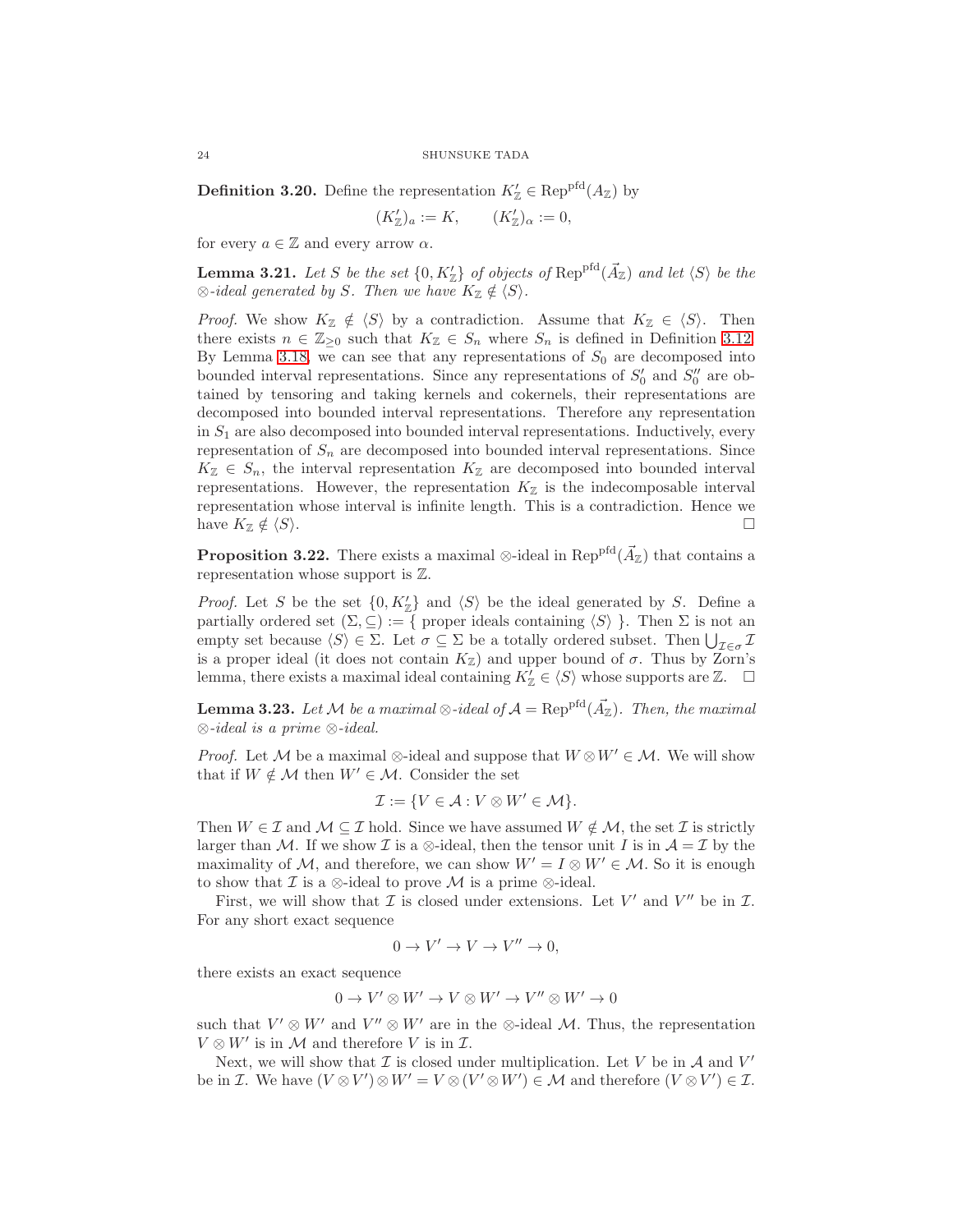**Definition 3.20.** Define the representation $K'_{\mathbb{Z}} \in \mathrm{Rep}^{\mathrm{pfd}}(A_{\mathbb{Z}})$ by

$$(K'_{\mathbb{Z}})_a := K, \qquad (K'_{\mathbb{Z}})_\alpha := 0,$$

for every $a \in \mathbb{Z}$ and every arrow $\alpha$.

**Lemma 3.21.** *Let $S$ be the set $\{0, K'_{\mathbb{Z}}\}$ of objects of $\mathrm{Rep}^{\mathrm{pfd}}(\vec{A}_{\mathbb{Z}})$ and let $\langle S \rangle$ be the $\otimes$-ideal generated by $S$. Then we have $K_{\mathbb{Z}} \notin \langle S \rangle$.*

*Proof.* We show $K_{\mathbb{Z}} \notin \langle S \rangle$ by a contradiction. Assume that $K_{\mathbb{Z}} \in \langle S \rangle$. Then there exists $n \in \mathbb{Z}_{\geq 0}$ such that $K_{\mathbb{Z}} \in S_n$ where $S_n$ is defined in Definition 3.12. By Lemma 3.18, we can see that any representations of $S_0$ are decomposed into bounded interval representations. Since any representations of $S'_0$ and $S''_0$ are obtained by tensoring and taking kernels and cokernels, their representations are decomposed into bounded interval representations. Therefore any representation in $S_1$ are also decomposed into bounded interval representations. Inductively, every representation of $S_n$ are decomposed into bounded interval representations. Since $K_{\mathbb{Z}} \in S_n$, the interval representation $K_{\mathbb{Z}}$ are decomposed into bounded interval representations. However, the representation $K_{\mathbb{Z}}$ is the indecomposable interval representation whose interval is infinite length. This is a contradiction. Hence we have $K_{\mathbb{Z}} \notin \langle S \rangle$. □

**Proposition 3.22.** There exists a maximal $\otimes$-ideal in $\mathrm{Rep}^{\mathrm{pfd}}(\vec{A}_{\mathbb{Z}})$ that contains a representation whose support is $\mathbb{Z}$.

*Proof.* Let $S$ be the set $\{0, K'_{\mathbb{Z}}\}$ and $\langle S \rangle$ be the ideal generated by $S$. Define a partially ordered set $(\Sigma, \subseteq) := \{$ proper ideals containing $\langle S \rangle$ $\}$. Then $\Sigma$ is not an empty set because $\langle S \rangle \in \Sigma$. Let $\sigma \subseteq \Sigma$ be a totally ordered subset. Then $\bigcup_{\mathcal{I} \in \sigma} \mathcal{I}$ is a proper ideal (it does not contain $K_{\mathbb{Z}}$) and upper bound of $\sigma$. Thus by Zorn's lemma, there exists a maximal ideal containing $K'_{\mathbb{Z}} \in \langle S \rangle$ whose supports are $\mathbb{Z}$. □

**Lemma 3.23.** *Let $\mathcal{M}$ be a maximal $\otimes$-ideal of $\mathcal{A} = \mathrm{Rep}^{\mathrm{pfd}}(\vec{A}_{\mathbb{Z}})$. Then, the maximal $\otimes$-ideal is a prime $\otimes$-ideal.*

*Proof.* Let $\mathcal{M}$ be a maximal $\otimes$-ideal and suppose that $W \otimes W' \in \mathcal{M}$. We will show that if $W \notin \mathcal{M}$ then $W' \in \mathcal{M}$. Consider the set

$$\mathcal{I} := \{V \in \mathcal{A} : V \otimes W' \in \mathcal{M}\}.$$

Then $W \in \mathcal{I}$ and $\mathcal{M} \subseteq \mathcal{I}$ hold. Since we have assumed $W \notin \mathcal{M}$, the set $\mathcal{I}$ is strictly larger than $\mathcal{M}$. If we show $\mathcal{I}$ is a $\otimes$-ideal, then the tensor unit $I$ is in $\mathcal{A} = \mathcal{I}$ by the maximality of $\mathcal{M}$, and therefore, we can show $W' = I \otimes W' \in \mathcal{M}$. So it is enough to show that $\mathcal{I}$ is a $\otimes$-ideal to prove $\mathcal{M}$ is a prime $\otimes$-ideal.

First, we will show that $\mathcal{I}$ is closed under extensions. Let $V'$ and $V''$ be in $\mathcal{I}$. For any short exact sequence

$$0 \to V' \to V \to V'' \to 0,$$

there exists an exact sequence

$$0 \to V' \otimes W' \to V \otimes W' \to V'' \otimes W' \to 0$$

such that $V' \otimes W'$ and $V'' \otimes W'$ are in the $\otimes$-ideal $\mathcal{M}$. Thus, the representation $V \otimes W'$ is in $\mathcal{M}$ and therefore $V$ is in $\mathcal{I}$.

Next, we will show that $\mathcal{I}$ is closed under multiplication. Let $V$ be in $\mathcal{A}$ and $V'$ be in $\mathcal{I}$. We have $(V \otimes V') \otimes W' = V \otimes (V' \otimes W') \in \mathcal{M}$ and therefore $(V \otimes V') \in \mathcal{I}$.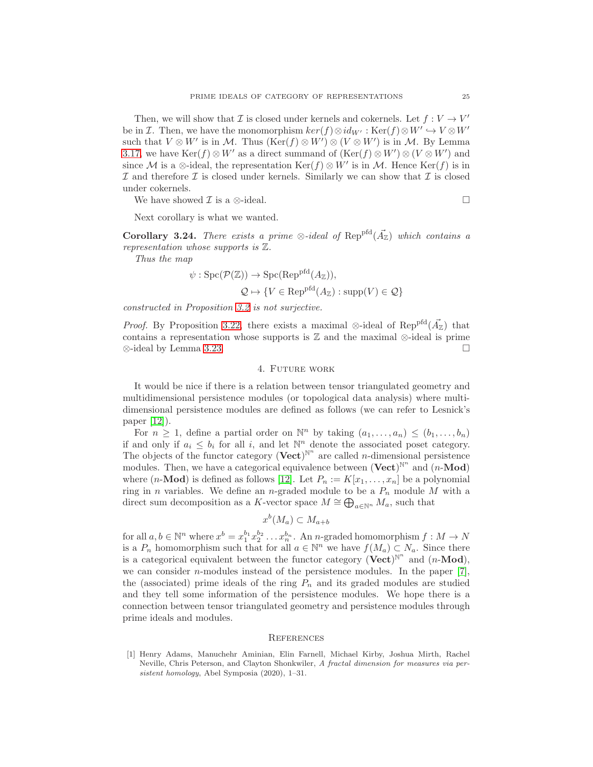Then, we will show that $\mathcal{I}$ is closed under kernels and cokernels. Let $f : V \to V'$ be in $\mathcal{I}$. Then, we have the monomorphism $ker(f) \otimes id_{W'} : \mathrm{Ker}(f) \otimes W' \hookrightarrow V \otimes W'$ such that $V \otimes W'$ is in $\mathcal{M}$. Thus $(\mathrm{Ker}(f) \otimes W') \otimes (V \otimes W')$ is in $\mathcal{M}$. By Lemma 3.17, we have $\mathrm{Ker}(f) \otimes W'$ as a direct summand of $(\mathrm{Ker}(f) \otimes W') \otimes (V \otimes W')$ and since $\mathcal{M}$ is a $\otimes$-ideal, the representation $\mathrm{Ker}(f) \otimes W'$ is in $\mathcal{M}$. Hence $\mathrm{Ker}(f)$ is in $\mathcal{I}$ and therefore $\mathcal{I}$ is closed under kernels. Similarly we can show that $\mathcal{I}$ is closed under cokernels.

We have showed $\mathcal{I}$ is a $\otimes$-ideal. □

Next corollary is what we wanted.

**Corollary 3.24.** *There exists a prime $\otimes$-ideal of $\mathrm{Rep}^{\mathrm{pfd}}(\vec{A_{\mathbb{Z}}})$ which contains a representation whose supports is $\mathbb{Z}$.*

*Thus the map*

$$\psi : \mathrm{Spc}(\mathcal{P}(\mathbb{Z})) \to \mathrm{Spc}(\mathrm{Rep}^{\mathrm{pfd}}(A_{\mathbb{Z}})),$$
$$\mathcal{Q} \mapsto \{V \in \mathrm{Rep}^{\mathrm{pfd}}(A_{\mathbb{Z}}) : \mathrm{supp}(V) \in \mathcal{Q}\}$$

*constructed in Proposition 3.2 is not surjective.*

*Proof.* By Proposition 3.22, there exists a maximal $\otimes$-ideal of $\mathrm{Rep}^{\mathrm{pfd}}(\vec{A_{\mathbb{Z}}})$ that contains a representation whose supports is $\mathbb{Z}$ and the maximal $\otimes$-ideal is prime $\otimes$-ideal by Lemma 3.23. □

## 4. Future work

It would be nice if there is a relation between tensor triangulated geometry and multidimensional persistence modules (or topological data analysis) where multidimensional persistence modules are defined as follows (we can refer to Lesnick's paper [12]).

For $n \geq 1$, define a partial order on $\mathbb{N}^n$ by taking $(a_1, \dots, a_n) \leq (b_1, \dots, b_n)$ if and only if $a_i \leq b_i$ for all $i$, and let $\mathbb{N}^n$ denote the associated poset category. The objects of the functor category $(\mathbf{Vect})^{\mathbb{N}^n}$ are called $n$-dimensional persistence modules. Then, we have a categorical equivalence between $(\mathbf{Vect})^{\mathbb{N}^n}$ and $(n\text{-}\mathbf{Mod})$ where $(n\text{-}\mathbf{Mod})$ is defined as follows [12]. Let $P_n := K[x_1, \dots, x_n]$ be a polynomial ring in $n$ variables. We define an $n$-graded module to be a $P_n$ module $M$ with a direct sum decomposition as a $K$-vector space $M \cong \bigoplus_{a \in \mathbb{N}^n} M_a$, such that

$$x^b(M_a) \subset M_{a+b}$$

for all $a, b \in \mathbb{N}^n$ where $x^b = x_1^{b_1} x_2^{b_2} \dots x_n^{b_n}$. An $n$-graded homomorphism $f : M \to N$ is a $P_n$ homomorphism such that for all $a \in \mathbb{N}^n$ we have $f(M_a) \subset N_a$. Since there is a categorical equivalent between the functor category $(\mathbf{Vect})^{\mathbb{N}^n}$ and $(n\text{-}\mathbf{Mod})$, we can consider $n$-modules instead of the persistence modules. In the paper [7], the (associated) prime ideals of the ring $P_n$ and its graded modules are studied and they tell some information of the persistence modules. We hope there is a connection between tensor triangulated geometry and persistence modules through prime ideals and modules.

## References

[1] Henry Adams, Manuchehr Aminian, Elin Farnell, Michael Kirby, Joshua Mirth, Rachel Neville, Chris Peterson, and Clayton Shonkwiler, *A fractal dimension for measures via persistent homology*, Abel Symposia (2020), 1–31.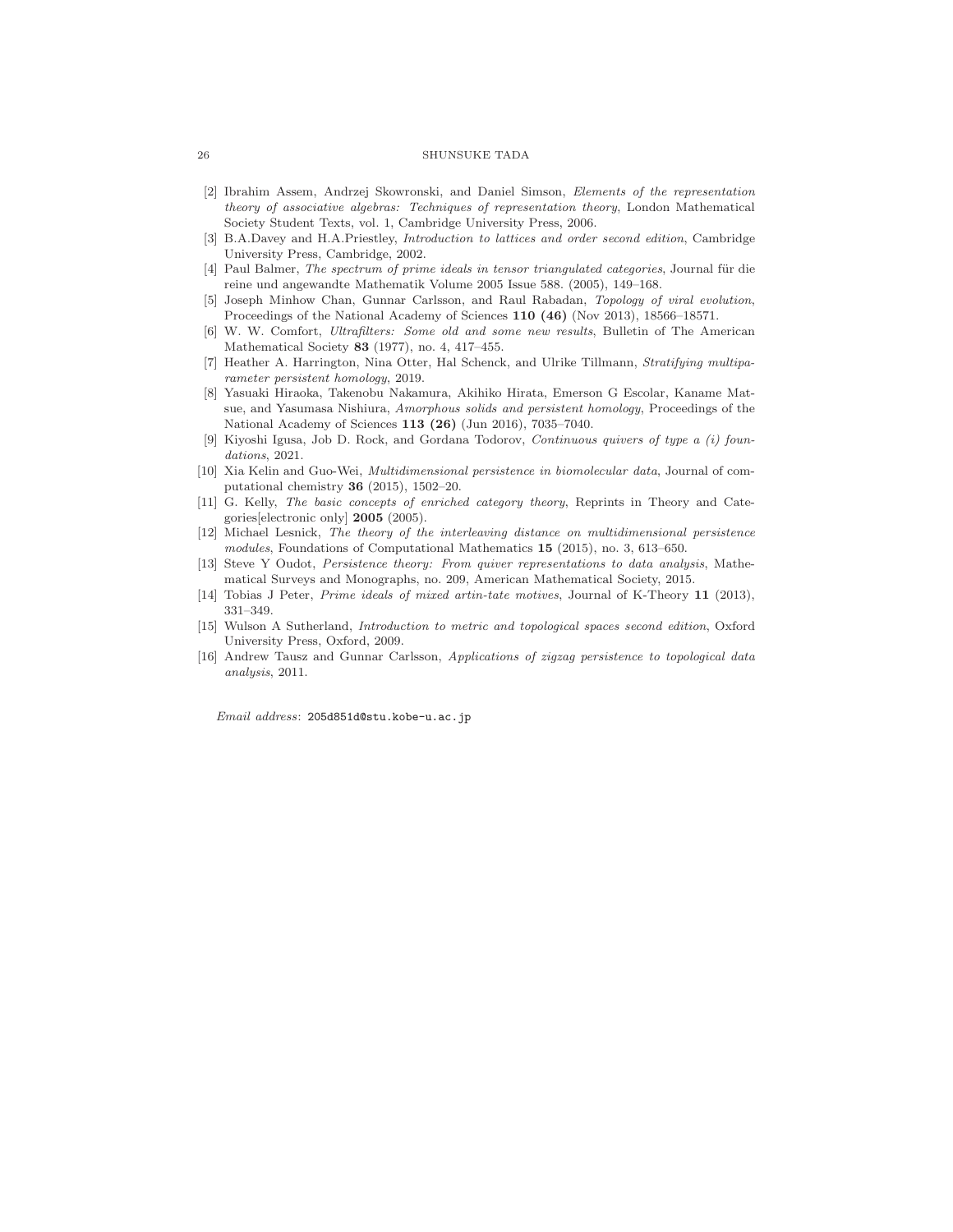[2] Ibrahim Assem, Andrzej Skowronski, and Daniel Simson, *Elements of the representation theory of associative algebras: Techniques of representation theory*, London Mathematical Society Student Texts, vol. 1, Cambridge University Press, 2006.

[3] B.A.Davey and H.A.Priestley, *Introduction to lattices and order second edition*, Cambridge University Press, Cambridge, 2002.

[4] Paul Balmer, *The spectrum of prime ideals in tensor triangulated categories*, Journal für die reine und angewandte Mathematik Volume 2005 Issue 588. (2005), 149–168.

[5] Joseph Minhow Chan, Gunnar Carlsson, and Raul Rabadan, *Topology of viral evolution*, Proceedings of the National Academy of Sciences **110 (46)** (Nov 2013), 18566–18571.

[6] W. W. Comfort, *Ultrafilters: Some old and some new results*, Bulletin of The American Mathematical Society **83** (1977), no. 4, 417–455.

[7] Heather A. Harrington, Nina Otter, Hal Schenck, and Ulrike Tillmann, *Stratifying multiparameter persistent homology*, 2019.

[8] Yasuaki Hiraoka, Takenobu Nakamura, Akihiko Hirata, Emerson G Escolar, Kaname Matsue, and Yasumasa Nishiura, *Amorphous solids and persistent homology*, Proceedings of the National Academy of Sciences **113 (26)** (Jun 2016), 7035–7040.

[9] Kiyoshi Igusa, Job D. Rock, and Gordana Todorov, *Continuous quivers of type a (i) foundations*, 2021.

[10] Xia Kelin and Guo-Wei, *Multidimensional persistence in biomolecular data*, Journal of computational chemistry **36** (2015), 1502–20.

[11] G. Kelly, *The basic concepts of enriched category theory*, Reprints in Theory and Categories[electronic only] **2005** (2005).

[12] Michael Lesnick, *The theory of the interleaving distance on multidimensional persistence modules*, Foundations of Computational Mathematics **15** (2015), no. 3, 613–650.

[13] Steve Y Oudot, *Persistence theory: From quiver representations to data analysis*, Mathematical Surveys and Monographs, no. 209, American Mathematical Society, 2015.

[14] Tobias J Peter, *Prime ideals of mixed artin-tate motives*, Journal of K-Theory **11** (2013), 331–349.

[15] Wulson A Sutherland, *Introduction to metric and topological spaces second edition*, Oxford University Press, Oxford, 2009.

[16] Andrew Tausz and Gunnar Carlsson, *Applications of zigzag persistence to topological data analysis*, 2011.

*Email address*: 205d851d@stu.kobe-u.ac.jp